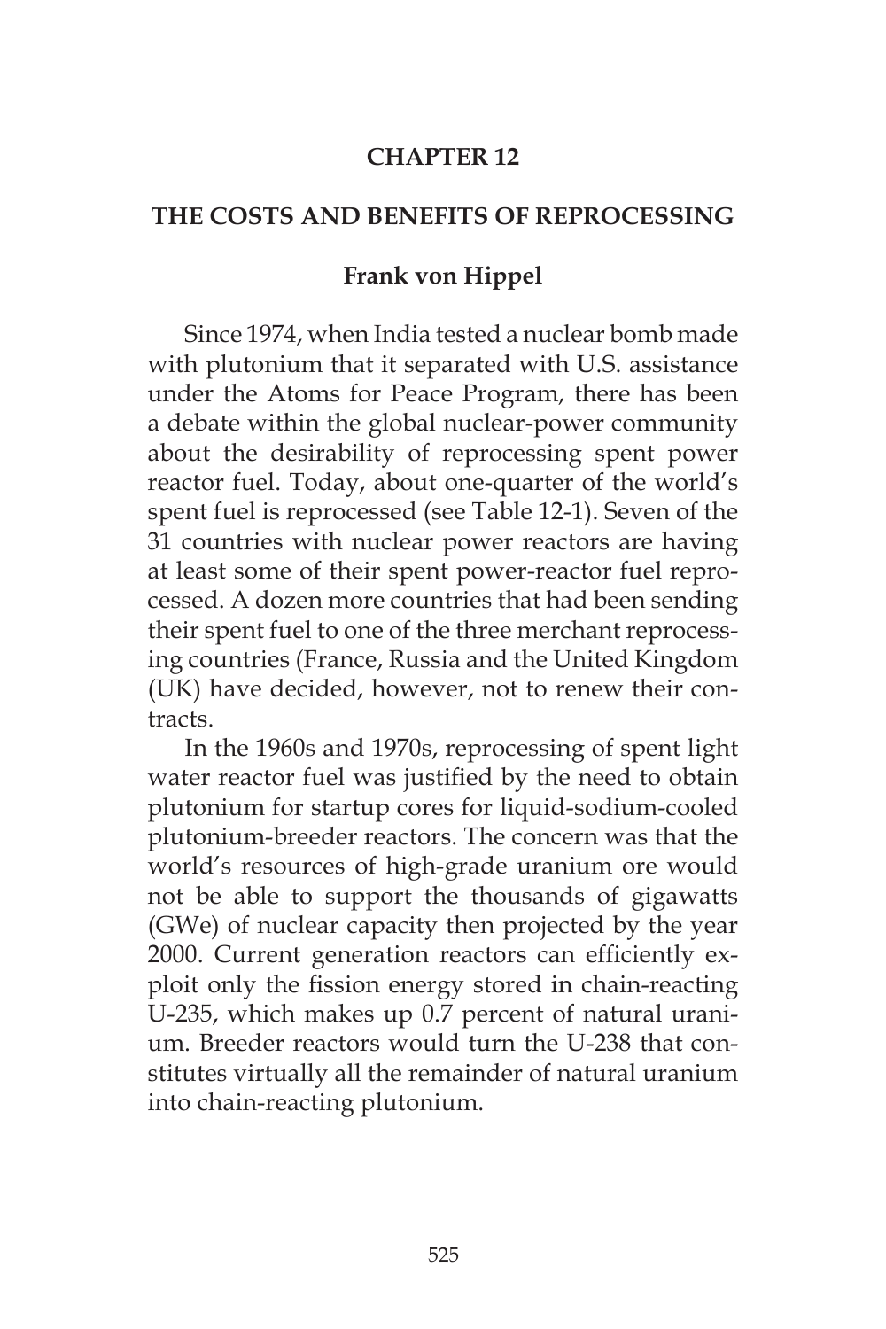# CHAPTER 12

## THE COSTS AND BENEFITS OF REPROCESSING

### Frank von Hippel

Since 1974, when India tested a nuclear bomb made with plutonium that it separated with U.S. assistance under the Atoms for Peace Program, there has been a debate within the global nuclear-power community about the desirability of reprocessing spent power reactor fuel. Today, about one-quarter of the world's spent fuel is reprocessed (see Table 12-1). Seven of the 31 countries with nuclear power reactors are having at least some of their spent power-reactor fuel reprocessed. A dozen more countries that had been sending their spent fuel to one of the three merchant reprocessing countries (France, Russia and the United Kingdom (UK) have decided, however, not to renew their contracts.

In the 1960s and 1970s, reprocessing of spent light water reactor fuel was justified by the need to obtain plutonium for startup cores for liquid-sodium-cooled plutonium-breeder reactors. The concern was that the world's resources of high-grade uranium ore would not be able to support the thousands of gigawatts (GWe) of nuclear capacity then projected by the year 2000. Current generation reactors can efficiently exploit only the fission energy stored in chain-reacting U-235, which makes up 0.7 percent of natural uranium. Breeder reactors would turn the U-238 that constitutes virtually all the remainder of natural uranium into chain-reacting plutonium.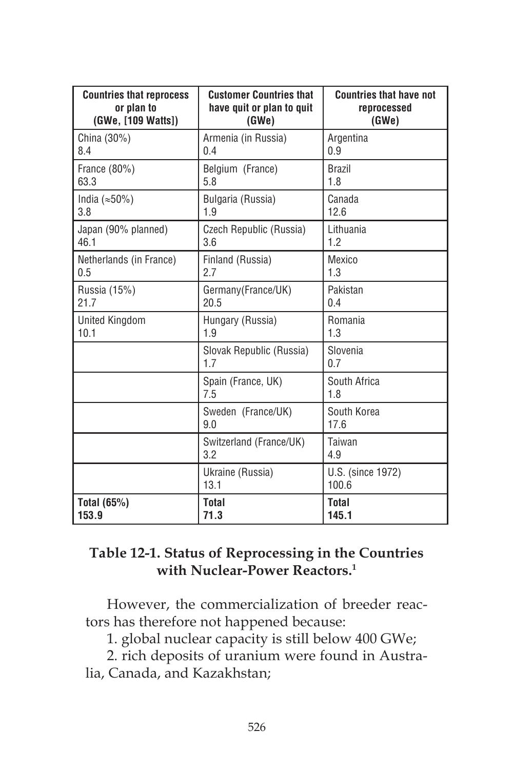| Countries that reprocess or plan to (GWe, [109 Watts]) | Customer Countries that have quit or plan to quit (GWe) | Countries that have not reprocessed (GWe) |
|---|---|---|
| China (30%) 8.4 | Armenia (in Russia) 0.4 | Argentina 0.9 |
| France (80%) 63.3 | Belgium (France) 5.8 | Brazil 1.8 |
| India (≈50%) 3.8 | Bulgaria (Russia) 1.9 | Canada 12.6 |
| Japan (90% planned) 46.1 | Czech Republic (Russia) 3.6 | Lithuania 1.2 |
| Netherlands (in France) 0.5 | Finland (Russia) 2.7 | Mexico 1.3 |
| Russia (15%) 21.7 | Germany(France/UK) 20.5 | Pakistan 0.4 |
| United Kingdom 10.1 | Hungary (Russia) 1.9 | Romania 1.3 |
| | Slovak Republic (Russia) 1.7 | Slovenia 0.7 |
| | Spain (France, UK) 7.5 | South Africa 1.8 |
| | Sweden (France/UK) 9.0 | South Korea 17.6 |
| | Switzerland (France/UK) 3.2 | Taiwan 4.9 |
| | Ukraine (Russia) 13.1 | U.S. (since 1972) 100.6 |
| **Total (65%) 153.9** | **Total 71.3** | **Total 145.1** |

**Table 12-1. Status of Reprocessing in the Countries with Nuclear-Power Reactors.[1]**

However, the commercialization of breeder reactors has therefore not happened because:

1. global nuclear capacity is still below 400 GWe;
2. rich deposits of uranium were found in Australia, Canada, and Kazakhstan;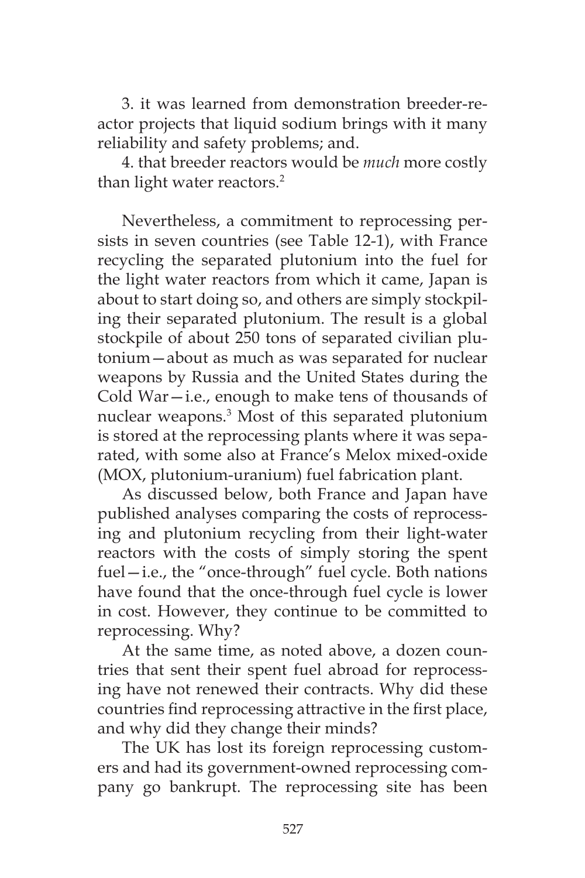3. it was learned from demonstration breeder-reactor projects that liquid sodium brings with it many reliability and safety problems; and.

4. that breeder reactors would be *much* more costly than light water reactors.[2]

Nevertheless, a commitment to reprocessing persists in seven countries (see Table 12-1), with France recycling the separated plutonium into the fuel for the light water reactors from which it came, Japan is about to start doing so, and others are simply stockpiling their separated plutonium. The result is a global stockpile of about 250 tons of separated civilian plutonium—about as much as was separated for nuclear weapons by Russia and the United States during the Cold War—i.e., enough to make tens of thousands of nuclear weapons.[3] Most of this separated plutonium is stored at the reprocessing plants where it was separated, with some also at France's Melox mixed-oxide (MOX, plutonium-uranium) fuel fabrication plant.

As discussed below, both France and Japan have published analyses comparing the costs of reprocessing and plutonium recycling from their light-water reactors with the costs of simply storing the spent fuel—i.e., the "once-through" fuel cycle. Both nations have found that the once-through fuel cycle is lower in cost. However, they continue to be committed to reprocessing. Why?

At the same time, as noted above, a dozen countries that sent their spent fuel abroad for reprocessing have not renewed their contracts. Why did these countries find reprocessing attractive in the first place, and why did they change their minds?

The UK has lost its foreign reprocessing customers and had its government-owned reprocessing company go bankrupt. The reprocessing site has been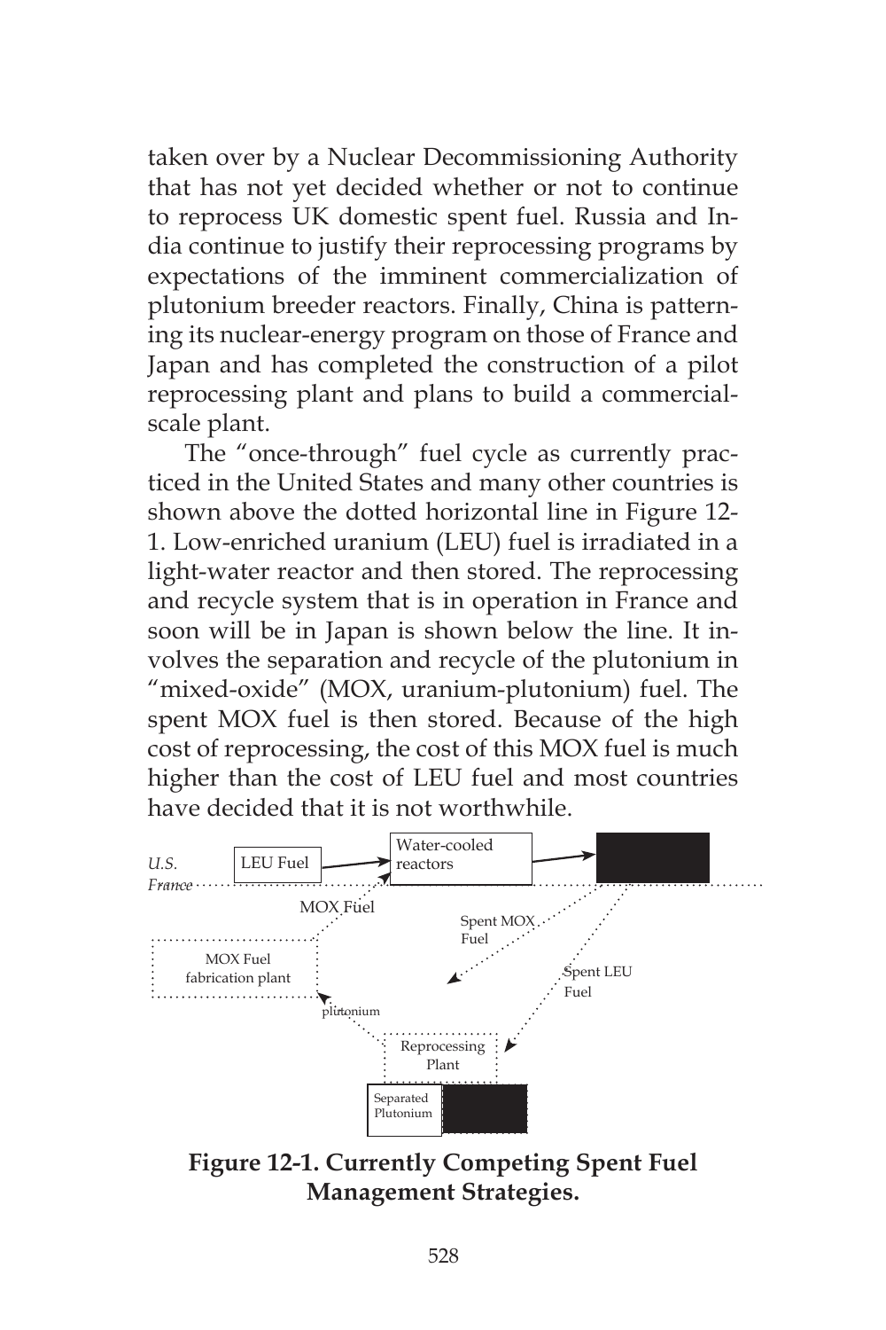taken over by a Nuclear Decommissioning Authority that has not yet decided whether or not to continue to reprocess UK domestic spent fuel. Russia and India continue to justify their reprocessing programs by expectations of the imminent commercialization of plutonium breeder reactors. Finally, China is patterning its nuclear-energy program on those of France and Japan and has completed the construction of a pilot reprocessing plant and plans to build a commercial-scale plant.

The "once-through" fuel cycle as currently practiced in the United States and many other countries is shown above the dotted horizontal line in Figure 12-1. Low-enriched uranium (LEU) fuel is irradiated in a light-water reactor and then stored. The reprocessing and recycle system that is in operation in France and soon will be in Japan is shown below the line. It involves the separation and recycle of the plutonium in "mixed-oxide" (MOX, uranium-plutonium) fuel. The spent MOX fuel is then stored. Because of the high cost of reprocessing, the cost of this MOX fuel is much higher than the cost of LEU fuel and most countries have decided that it is not worthwhile.

U.S.

France

LEU Fuel

Water-cooled reactors

MOX Fuel

Spent MOX Fuel

Spent LEU Fuel

MOX Fuel fabrication plant

plutonium

Reprocessing Plant

Separated Plutonium

**Figure 12-1. Currently Competing Spent Fuel Management Strategies.**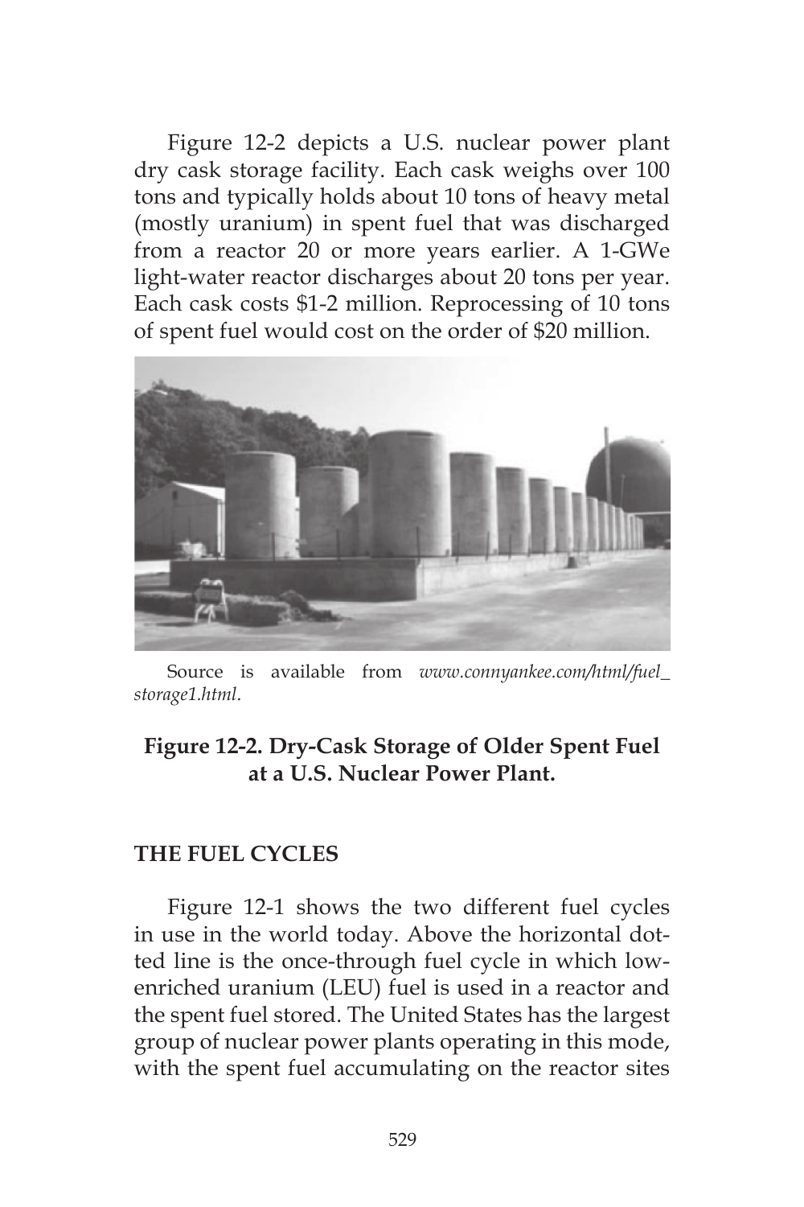Figure 12-2 depicts a U.S. nuclear power plant dry cask storage facility. Each cask weighs over 100 tons and typically holds about 10 tons of heavy metal (mostly uranium) in spent fuel that was discharged from a reactor 20 or more years earlier. A 1-GWe light-water reactor discharges about 20 tons per year. Each cask costs $1-2 million. Reprocessing of 10 tons of spent fuel would cost on the order of $20 million.

Source is available from *www.connyankee.com/html/fuel_storage1.html*.

**Figure 12-2. Dry-Cask Storage of Older Spent Fuel at a U.S. Nuclear Power Plant.**

## THE FUEL CYCLES

Figure 12-1 shows the two different fuel cycles in use in the world today. Above the horizontal dotted line is the once-through fuel cycle in which low-enriched uranium (LEU) fuel is used in a reactor and the spent fuel stored. The United States has the largest group of nuclear power plants operating in this mode, with the spent fuel accumulating on the reactor sites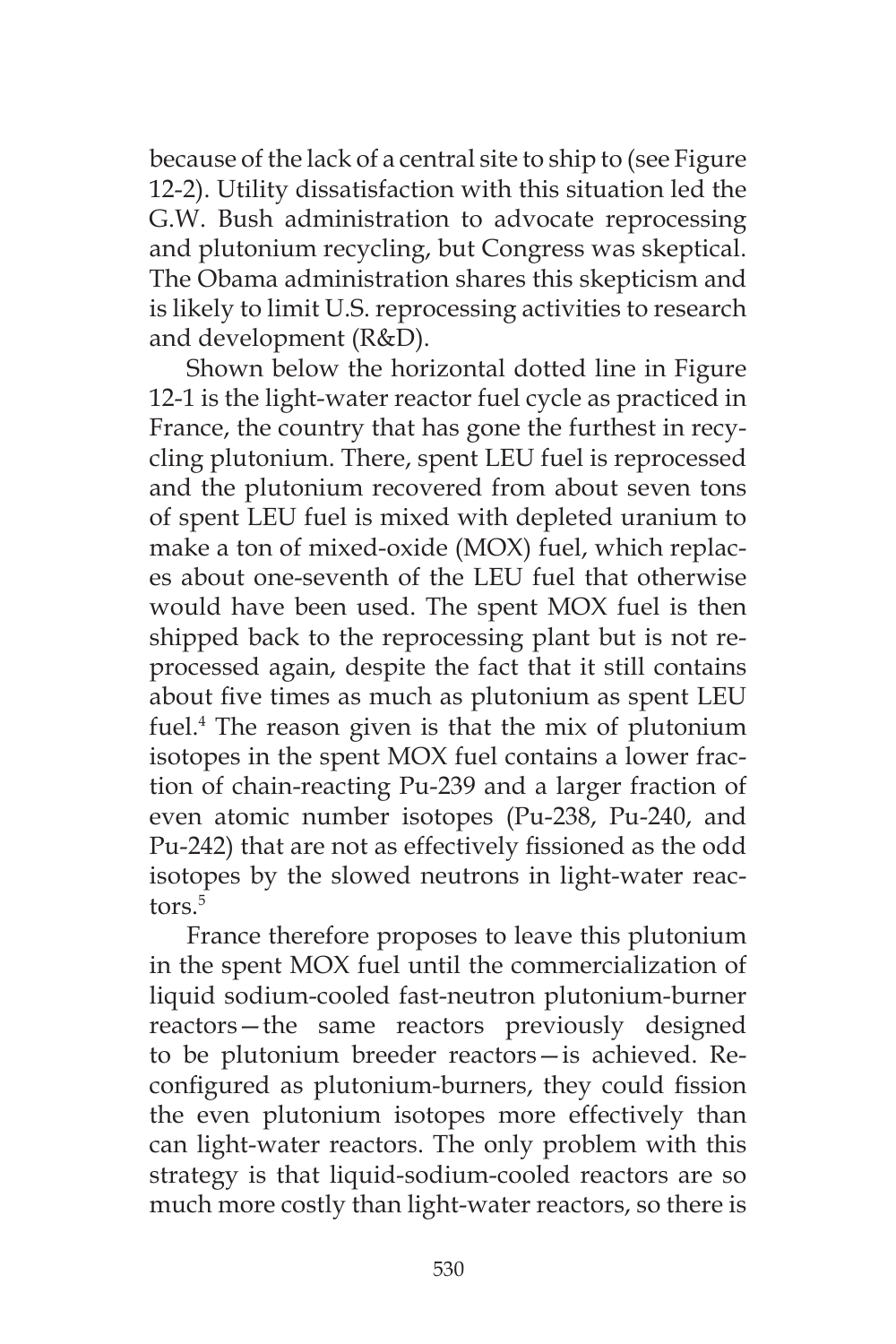because of the lack of a central site to ship to (see Figure 12-2). Utility dissatisfaction with this situation led the G.W. Bush administration to advocate reprocessing and plutonium recycling, but Congress was skeptical. The Obama administration shares this skepticism and is likely to limit U.S. reprocessing activities to research and development (R&D).

Shown below the horizontal dotted line in Figure 12-1 is the light-water reactor fuel cycle as practiced in France, the country that has gone the furthest in recycling plutonium. There, spent LEU fuel is reprocessed and the plutonium recovered from about seven tons of spent LEU fuel is mixed with depleted uranium to make a ton of mixed-oxide (MOX) fuel, which replaces about one-seventh of the LEU fuel that otherwise would have been used. The spent MOX fuel is then shipped back to the reprocessing plant but is not reprocessed again, despite the fact that it still contains about five times as much as plutonium as spent LEU fuel.[4] The reason given is that the mix of plutonium isotopes in the spent MOX fuel contains a lower fraction of chain-reacting Pu-239 and a larger fraction of even atomic number isotopes (Pu-238, Pu-240, and Pu-242) that are not as effectively fissioned as the odd isotopes by the slowed neutrons in light-water reactors.[5]

France therefore proposes to leave this plutonium in the spent MOX fuel until the commercialization of liquid sodium-cooled fast-neutron plutonium-burner reactors—the same reactors previously designed to be plutonium breeder reactors—is achieved. Reconfigured as plutonium-burners, they could fission the even plutonium isotopes more effectively than can light-water reactors. The only problem with this strategy is that liquid-sodium-cooled reactors are so much more costly than light-water reactors, so there is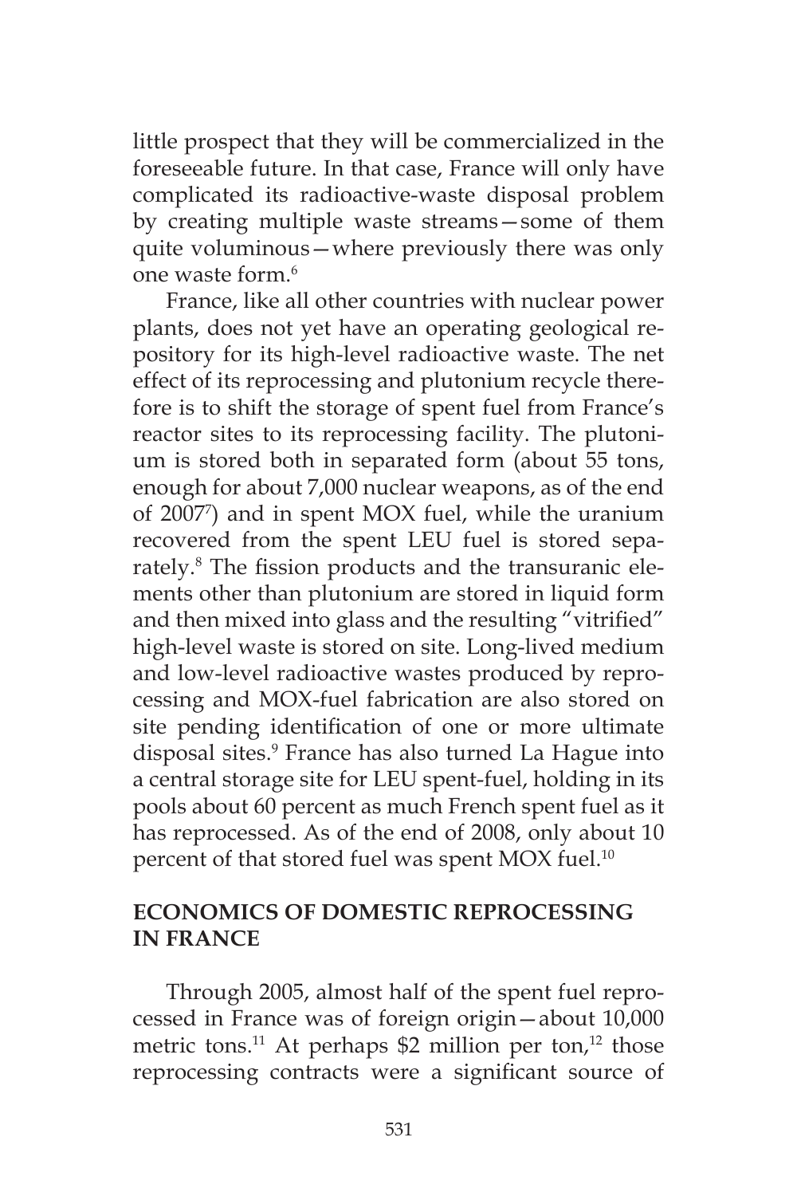little prospect that they will be commercialized in the foreseeable future. In that case, France will only have complicated its radioactive-waste disposal problem by creating multiple waste streams—some of them quite voluminous—where previously there was only one waste form.[6]

France, like all other countries with nuclear power plants, does not yet have an operating geological repository for its high-level radioactive waste. The net effect of its reprocessing and plutonium recycle therefore is to shift the storage of spent fuel from France's reactor sites to its reprocessing facility. The plutonium is stored both in separated form (about 55 tons, enough for about 7,000 nuclear weapons, as of the end of 2007[7]) and in spent MOX fuel, while the uranium recovered from the spent LEU fuel is stored separately.[8] The fission products and the transuranic elements other than plutonium are stored in liquid form and then mixed into glass and the resulting "vitrified" high-level waste is stored on site. Long-lived medium and low-level radioactive wastes produced by reprocessing and MOX-fuel fabrication are also stored on site pending identification of one or more ultimate disposal sites.[9] France has also turned La Hague into a central storage site for LEU spent-fuel, holding in its pools about 60 percent as much French spent fuel as it has reprocessed. As of the end of 2008, only about 10 percent of that stored fuel was spent MOX fuel.[10]

## ECONOMICS OF DOMESTIC REPROCESSING IN FRANCE

Through 2005, almost half of the spent fuel reprocessed in France was of foreign origin—about 10,000 metric tons.[11] At perhaps $2 million per ton,[12] those reprocessing contracts were a significant source of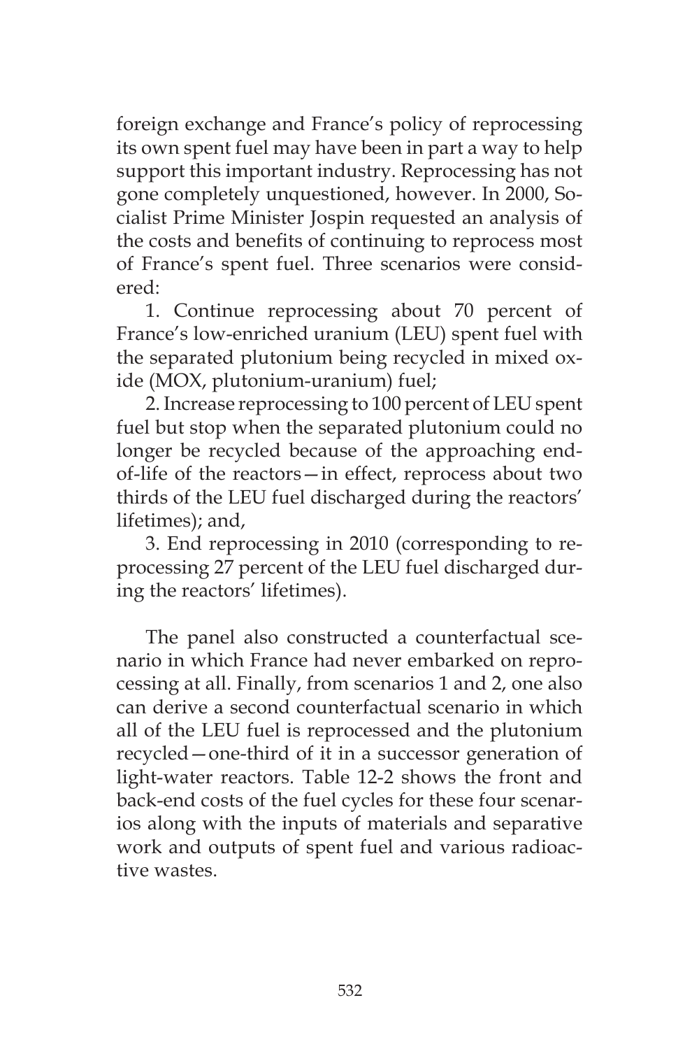foreign exchange and France's policy of reprocessing its own spent fuel may have been in part a way to help support this important industry. Reprocessing has not gone completely unquestioned, however. In 2000, Socialist Prime Minister Jospin requested an analysis of the costs and benefits of continuing to reprocess most of France's spent fuel. Three scenarios were considered:

1. Continue reprocessing about 70 percent of France's low-enriched uranium (LEU) spent fuel with the separated plutonium being recycled in mixed oxide (MOX, plutonium-uranium) fuel;

2. Increase reprocessing to 100 percent of LEU spent fuel but stop when the separated plutonium could no longer be recycled because of the approaching end-of-life of the reactors—in effect, reprocess about two thirds of the LEU fuel discharged during the reactors' lifetimes); and,

3. End reprocessing in 2010 (corresponding to reprocessing 27 percent of the LEU fuel discharged during the reactors' lifetimes).

The panel also constructed a counterfactual scenario in which France had never embarked on reprocessing at all. Finally, from scenarios 1 and 2, one also can derive a second counterfactual scenario in which all of the LEU fuel is reprocessed and the plutonium recycled—one-third of it in a successor generation of light-water reactors. Table 12-2 shows the front and back-end costs of the fuel cycles for these four scenarios along with the inputs of materials and separative work and outputs of spent fuel and various radioactive wastes.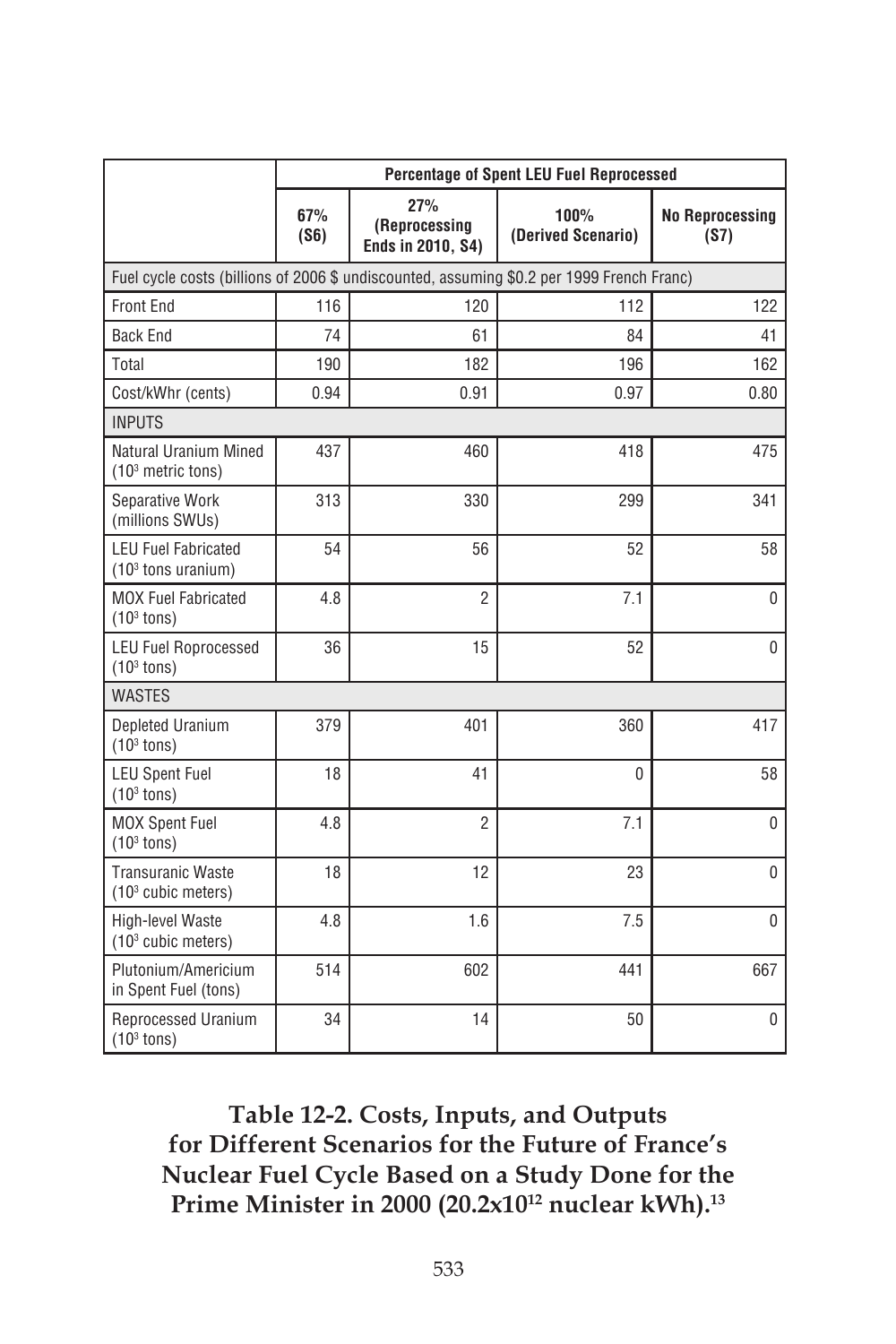| | Percentage of Spent LEU Fuel Reprocessed | | | |
|---|---|---|---|---|
| | 67% (S6) | 27% (Reprocessing Ends in 2010, S4) | 100% (Derived Scenario) | No Reprocessing (S7) |
| Fuel cycle costs (billions of 2006 $ undiscounted, assuming $0.2 per 1999 French Franc) | | | | |
| Front End | 116 | 120 | 112 | 122 |
| Back End | 74 | 61 | 84 | 41 |
| Total | 190 | 182 | 196 | 162 |
| Cost/kWhr (cents) | 0.94 | 0.91 | 0.97 | 0.80 |
| INPUTS | | | | |
| Natural Uranium Mined ($10^3$ metric tons) | 437 | 460 | 418 | 475 |
| Separative Work (millions SWUs) | 313 | 330 | 299 | 341 |
| LEU Fuel Fabricated ($10^3$ tons uranium) | 54 | 56 | 52 | 58 |
| MOX Fuel Fabricated ($10^3$ tons) | 4.8 | 2 | 7.1 | 0 |
| LEU Fuel Roprocessed ($10^3$ tons) | 36 | 15 | 52 | 0 |
| WASTES | | | | |
| Depleted Uranium ($10^3$ tons) | 379 | 401 | 360 | 417 |
| LEU Spent Fuel ($10^3$ tons) | 18 | 41 | 0 | 58 |
| MOX Spent Fuel ($10^3$ tons) | 4.8 | 2 | 7.1 | 0 |
| Transuranic Waste ($10^3$ cubic meters) | 18 | 12 | 23 | 0 |
| High-level Waste ($10^3$ cubic meters) | 4.8 | 1.6 | 7.5 | 0 |
| Plutonium/Americium in Spent Fuel (tons) | 514 | 602 | 441 | 667 |
| Reprocessed Uranium ($10^3$ tons) | 34 | 14 | 50 | 0 |

**Table 12-2. Costs, Inputs, and Outputs for Different Scenarios for the Future of France's Nuclear Fuel Cycle Based on a Study Done for the Prime Minister in 2000 ($20.2 \times 10^{12}$ nuclear kWh).[13]**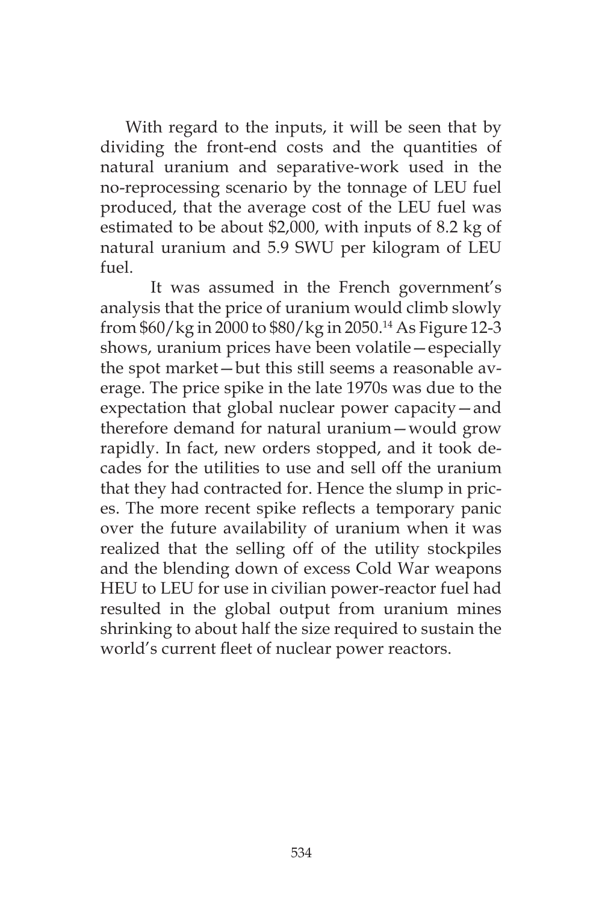With regard to the inputs, it will be seen that by dividing the front-end costs and the quantities of natural uranium and separative-work used in the no-reprocessing scenario by the tonnage of LEU fuel produced, that the average cost of the LEU fuel was estimated to be about $2,000, with inputs of 8.2 kg of natural uranium and 5.9 SWU per kilogram of LEU fuel.

It was assumed in the French government's analysis that the price of uranium would climb slowly from $60/kg in 2000 to $80/kg in 2050.[14] As Figure 12-3 shows, uranium prices have been volatile—especially the spot market—but this still seems a reasonable average. The price spike in the late 1970s was due to the expectation that global nuclear power capacity—and therefore demand for natural uranium—would grow rapidly. In fact, new orders stopped, and it took decades for the utilities to use and sell off the uranium that they had contracted for. Hence the slump in prices. The more recent spike reflects a temporary panic over the future availability of uranium when it was realized that the selling off of the utility stockpiles and the blending down of excess Cold War weapons HEU to LEU for use in civilian power-reactor fuel had resulted in the global output from uranium mines shrinking to about half the size required to sustain the world's current fleet of nuclear power reactors.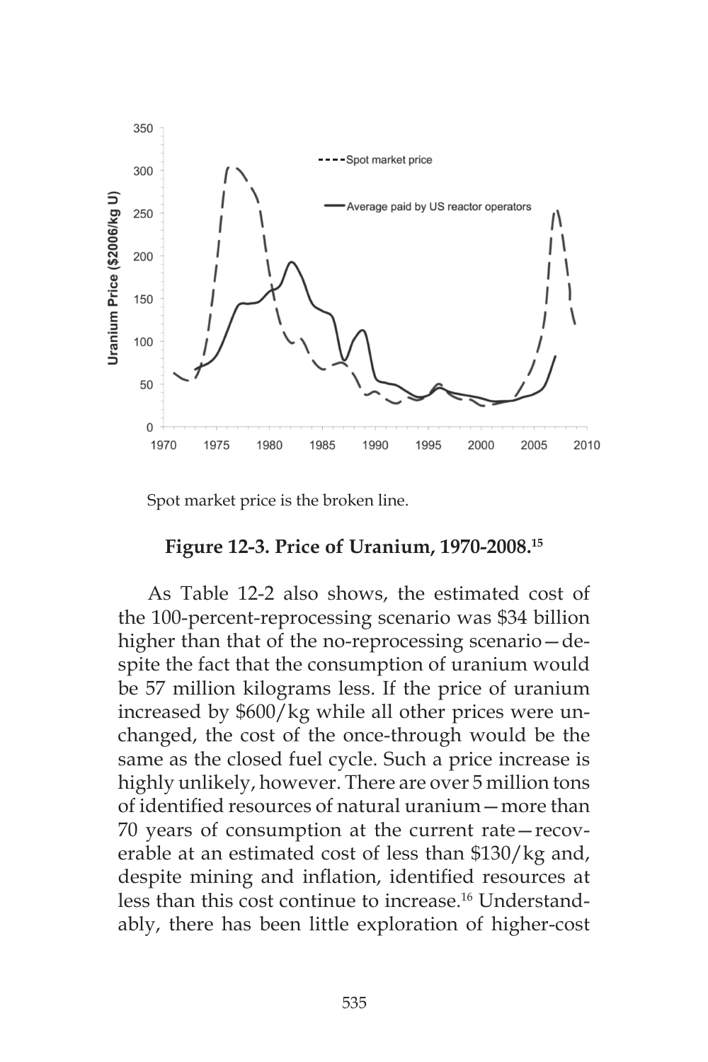350
300
250
200
150
100
50
0
1970 1975 1980 1985 1990 1995 2000 2005 2010

Uranium Price ($2006/kg U)

Spot market price

Average paid by US reactor operators

Spot market price is the broken line.

**Figure 12-3. Price of Uranium, 1970-2008.**[15]

As Table 12-2 also shows, the estimated cost of the 100-percent-reprocessing scenario was $34 billion higher than that of the no-reprocessing scenario—despite the fact that the consumption of uranium would be 57 million kilograms less. If the price of uranium increased by $600/kg while all other prices were unchanged, the cost of the once-through would be the same as the closed fuel cycle. Such a price increase is highly unlikely, however. There are over 5 million tons of identified resources of natural uranium—more than 70 years of consumption at the current rate—recoverable at an estimated cost of less than $130/kg and, despite mining and inflation, identified resources at less than this cost continue to increase.[16] Understandably, there has been little exploration of higher-cost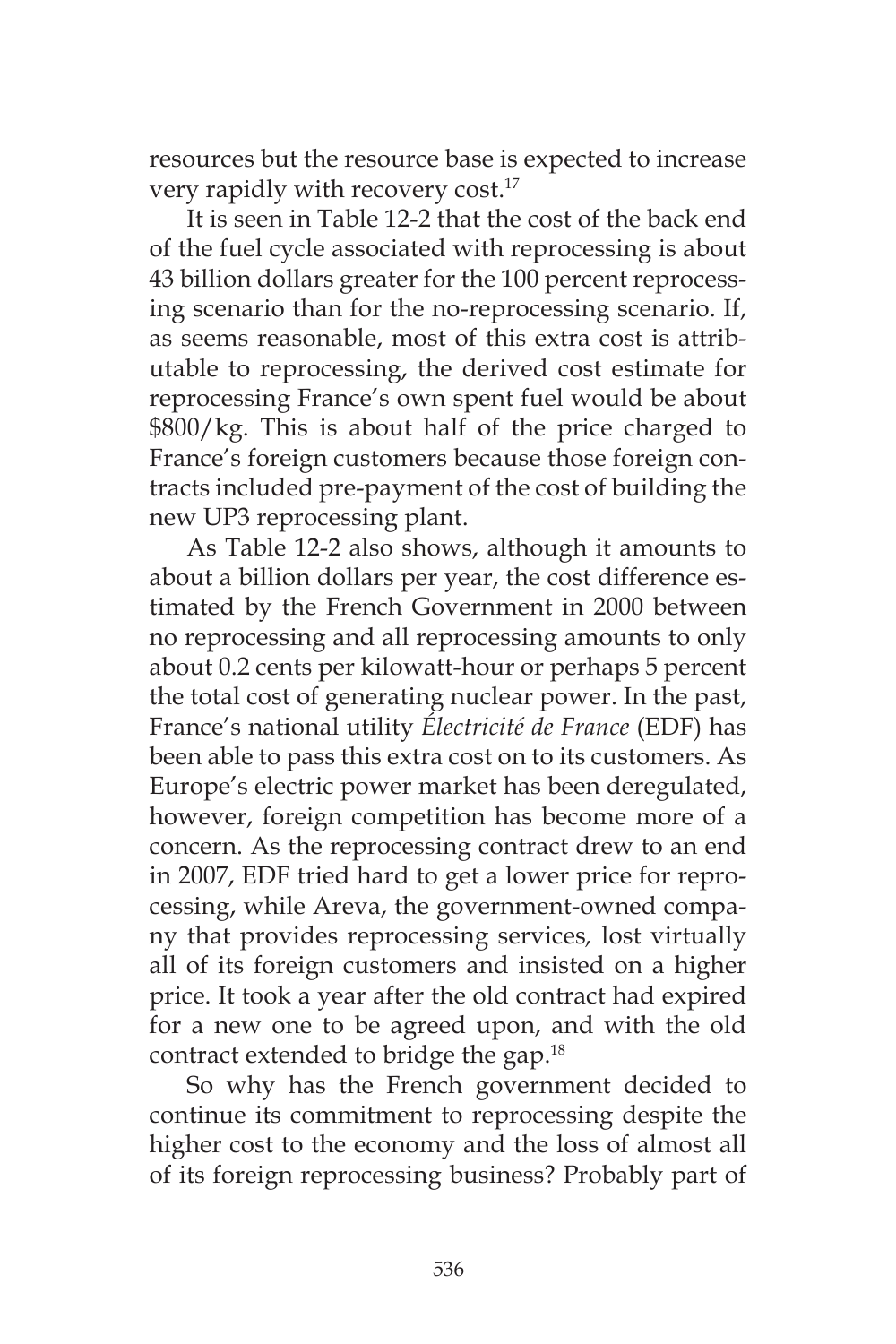resources but the resource base is expected to increase very rapidly with recovery cost.[17]

It is seen in Table 12-2 that the cost of the back end of the fuel cycle associated with reprocessing is about 43 billion dollars greater for the 100 percent reprocessing scenario than for the no-reprocessing scenario. If, as seems reasonable, most of this extra cost is attributable to reprocessing, the derived cost estimate for reprocessing France's own spent fuel would be about $800/kg. This is about half of the price charged to France's foreign customers because those foreign contracts included pre-payment of the cost of building the new UP3 reprocessing plant.

As Table 12-2 also shows, although it amounts to about a billion dollars per year, the cost difference estimated by the French Government in 2000 between no reprocessing and all reprocessing amounts to only about 0.2 cents per kilowatt-hour or perhaps 5 percent the total cost of generating nuclear power. In the past, France's national utility *Électricité de France* (EDF) has been able to pass this extra cost on to its customers. As Europe's electric power market has been deregulated, however, foreign competition has become more of a concern. As the reprocessing contract drew to an end in 2007, EDF tried hard to get a lower price for reprocessing, while Areva, the government-owned company that provides reprocessing services, lost virtually all of its foreign customers and insisted on a higher price. It took a year after the old contract had expired for a new one to be agreed upon, and with the old contract extended to bridge the gap.[18]

So why has the French government decided to continue its commitment to reprocessing despite the higher cost to the economy and the loss of almost all of its foreign reprocessing business? Probably part of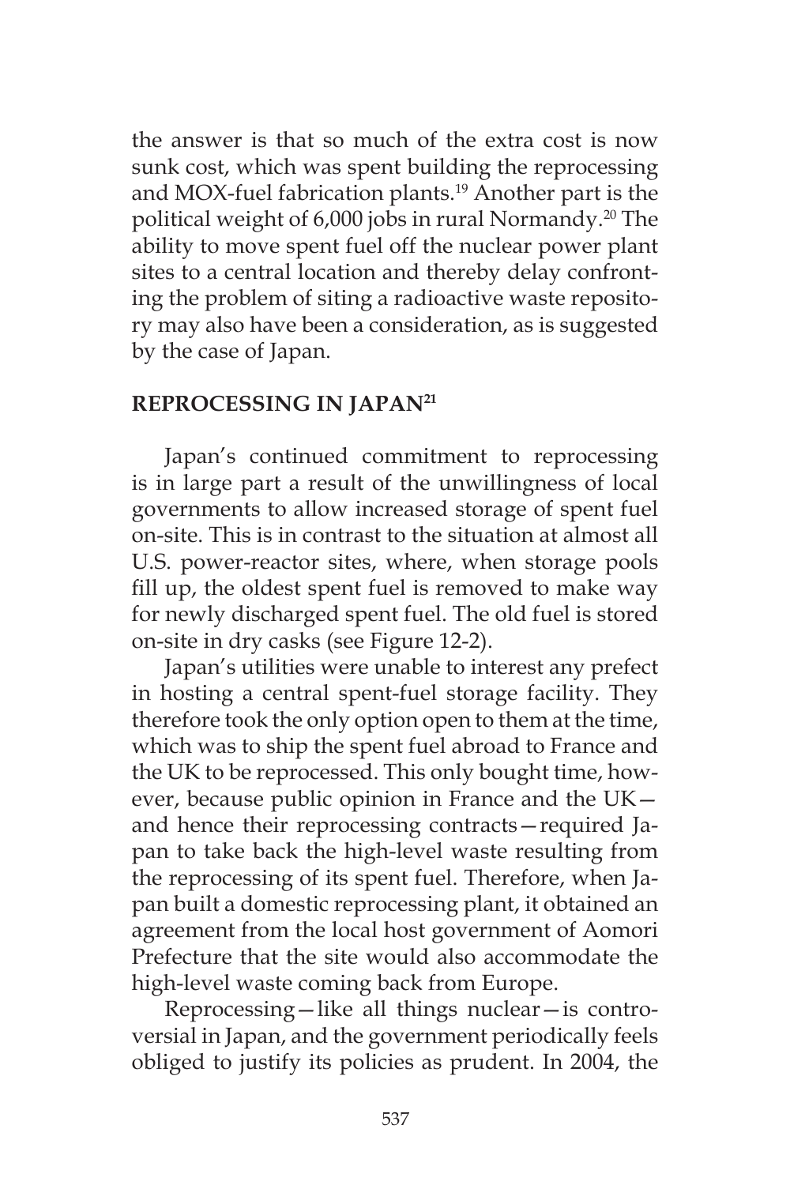the answer is that so much of the extra cost is now sunk cost, which was spent building the reprocessing and MOX-fuel fabrication plants.[19] Another part is the political weight of 6,000 jobs in rural Normandy.[20] The ability to move spent fuel off the nuclear power plant sites to a central location and thereby delay confronting the problem of siting a radioactive waste repository may also have been a consideration, as is suggested by the case of Japan.

## REPROCESSING IN JAPAN[21]

Japan's continued commitment to reprocessing is in large part a result of the unwillingness of local governments to allow increased storage of spent fuel on-site. This is in contrast to the situation at almost all U.S. power-reactor sites, where, when storage pools fill up, the oldest spent fuel is removed to make way for newly discharged spent fuel. The old fuel is stored on-site in dry casks (see Figure 12-2).

Japan's utilities were unable to interest any prefect in hosting a central spent-fuel storage facility. They therefore took the only option open to them at the time, which was to ship the spent fuel abroad to France and the UK to be reprocessed. This only bought time, however, because public opinion in France and the UK—and hence their reprocessing contracts—required Japan to take back the high-level waste resulting from the reprocessing of its spent fuel. Therefore, when Japan built a domestic reprocessing plant, it obtained an agreement from the local host government of Aomori Prefecture that the site would also accommodate the high-level waste coming back from Europe.

Reprocessing—like all things nuclear—is controversial in Japan, and the government periodically feels obliged to justify its policies as prudent. In 2004, the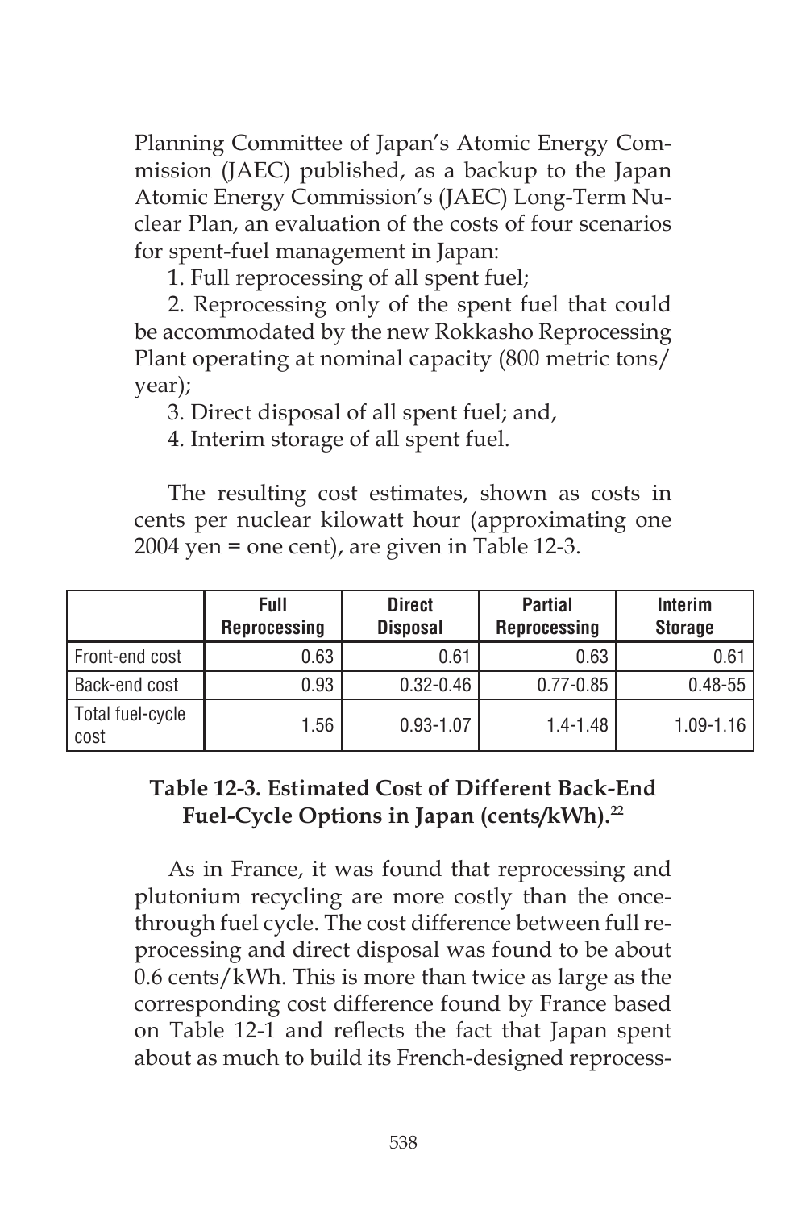Planning Committee of Japan's Atomic Energy Commission (JAEC) published, as a backup to the Japan Atomic Energy Commission's (JAEC) Long-Term Nuclear Plan, an evaluation of the costs of four scenarios for spent-fuel management in Japan:

1. Full reprocessing of all spent fuel;

2. Reprocessing only of the spent fuel that could be accommodated by the new Rokkasho Reprocessing Plant operating at nominal capacity (800 metric tons/year);

3. Direct disposal of all spent fuel; and,

4. Interim storage of all spent fuel.

The resulting cost estimates, shown as costs in cents per nuclear kilowatt hour (approximating one 2004 yen = one cent), are given in Table 12-3.

| | Full Reprocessing | Direct Disposal | Partial Reprocessing | Interim Storage |
|---|---|---|---|---|
| Front-end cost | 0.63 | 0.61 | 0.63 | 0.61 |
| Back-end cost | 0.93 | 0.32-0.46 | 0.77-0.85 | 0.48-55 |
| Total fuel-cycle cost | 1.56 | 0.93-1.07 | 1.4-1.48 | 1.09-1.16 |

**Table 12-3. Estimated Cost of Different Back-End Fuel-Cycle Options in Japan (cents/kWh).[22]**

As in France, it was found that reprocessing and plutonium recycling are more costly than the once-through fuel cycle. The cost difference between full reprocessing and direct disposal was found to be about 0.6 cents/kWh. This is more than twice as large as the corresponding cost difference found by France based on Table 12-1 and reflects the fact that Japan spent about as much to build its French-designed reprocess-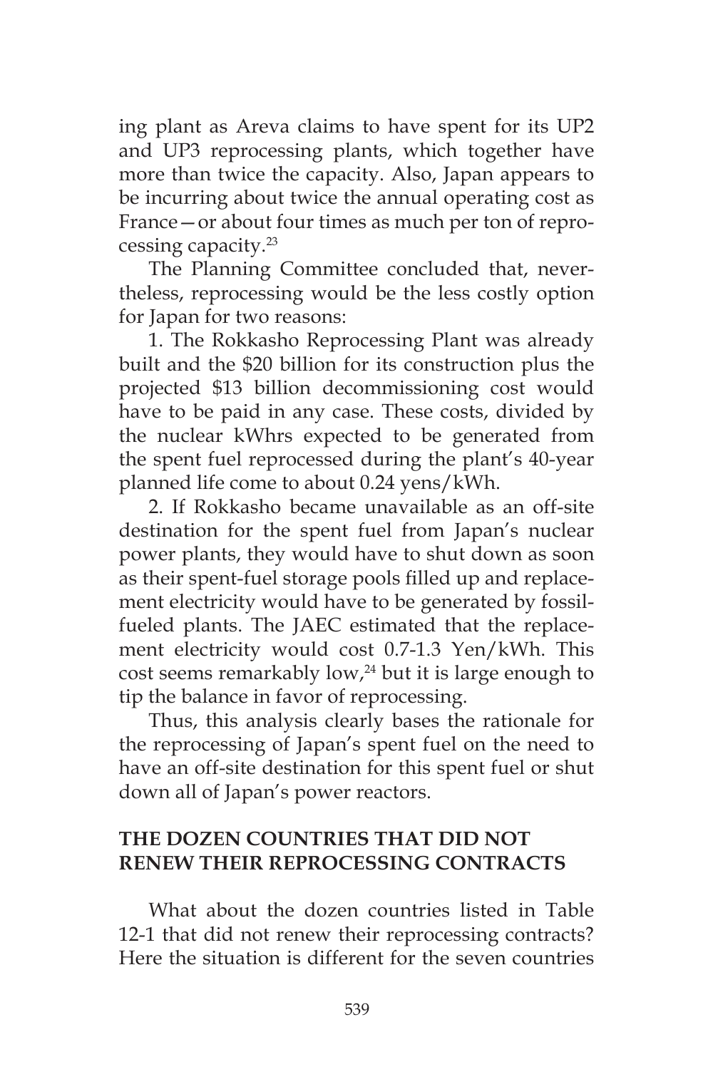ing plant as Areva claims to have spent for its UP2 and UP3 reprocessing plants, which together have more than twice the capacity. Also, Japan appears to be incurring about twice the annual operating cost as France—or about four times as much per ton of reprocessing capacity.[23]

The Planning Committee concluded that, nevertheless, reprocessing would be the less costly option for Japan for two reasons:

1. The Rokkasho Reprocessing Plant was already built and the $20 billion for its construction plus the projected $13 billion decommissioning cost would have to be paid in any case. These costs, divided by the nuclear kWhrs expected to be generated from the spent fuel reprocessed during the plant's 40-year planned life come to about 0.24 yens/kWh.

2. If Rokkasho became unavailable as an off-site destination for the spent fuel from Japan's nuclear power plants, they would have to shut down as soon as their spent-fuel storage pools filled up and replacement electricity would have to be generated by fossil-fueled plants. The JAEC estimated that the replacement electricity would cost 0.7-1.3 Yen/kWh. This cost seems remarkably low,[24] but it is large enough to tip the balance in favor of reprocessing.

Thus, this analysis clearly bases the rationale for the reprocessing of Japan's spent fuel on the need to have an off-site destination for this spent fuel or shut down all of Japan's power reactors.

## THE DOZEN COUNTRIES THAT DID NOT RENEW THEIR REPROCESSING CONTRACTS

What about the dozen countries listed in Table 12-1 that did not renew their reprocessing contracts? Here the situation is different for the seven countries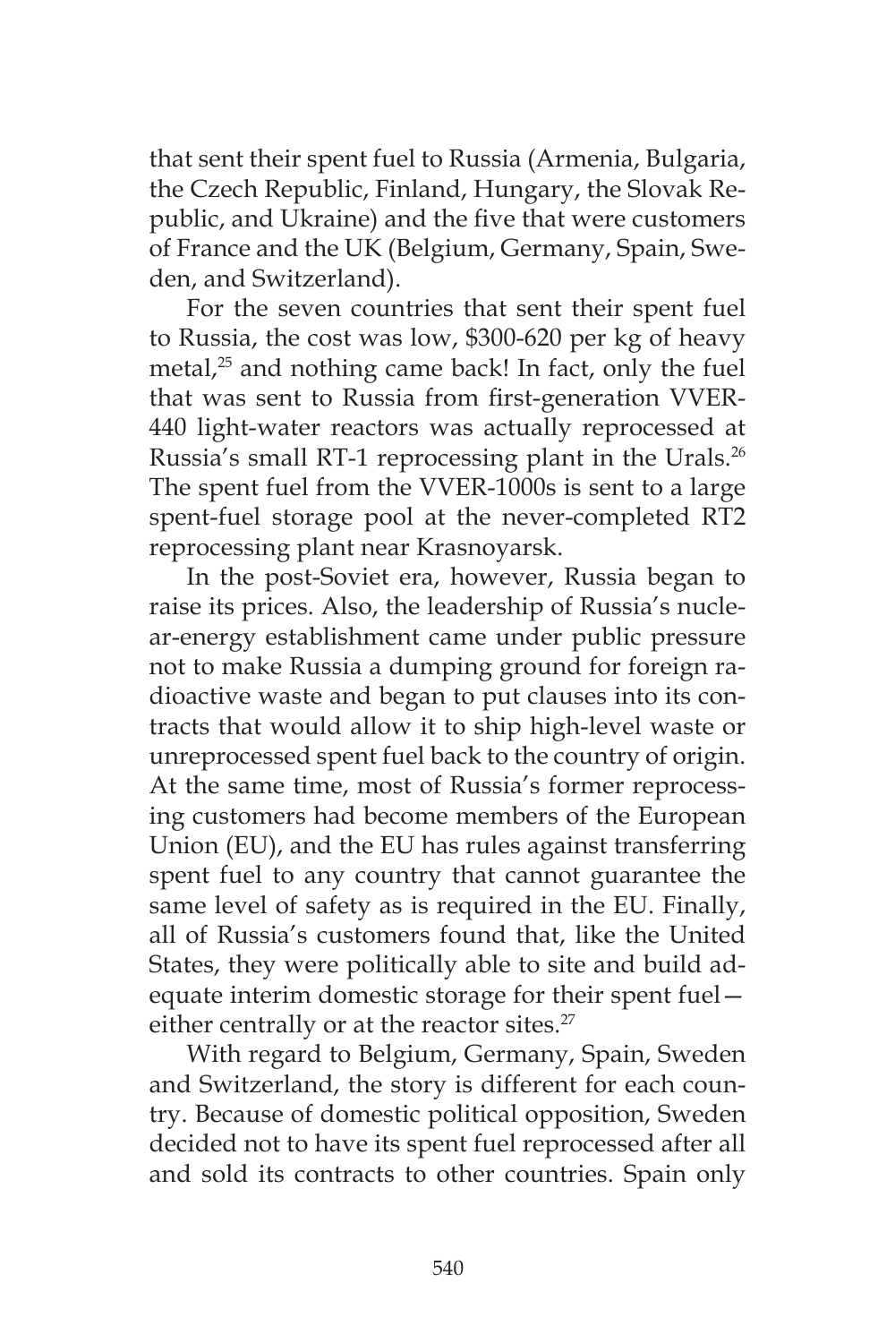that sent their spent fuel to Russia (Armenia, Bulgaria, the Czech Republic, Finland, Hungary, the Slovak Republic, and Ukraine) and the five that were customers of France and the UK (Belgium, Germany, Spain, Sweden, and Switzerland).

For the seven countries that sent their spent fuel to Russia, the cost was low, $300-620 per kg of heavy metal,[25] and nothing came back! In fact, only the fuel that was sent to Russia from first-generation VVER-440 light-water reactors was actually reprocessed at Russia's small RT-1 reprocessing plant in the Urals.[26] The spent fuel from the VVER-1000s is sent to a large spent-fuel storage pool at the never-completed RT2 reprocessing plant near Krasnoyarsk.

In the post-Soviet era, however, Russia began to raise its prices. Also, the leadership of Russia's nuclear-energy establishment came under public pressure not to make Russia a dumping ground for foreign radioactive waste and began to put clauses into its contracts that would allow it to ship high-level waste or unreprocessed spent fuel back to the country of origin. At the same time, most of Russia's former reprocessing customers had become members of the European Union (EU), and the EU has rules against transferring spent fuel to any country that cannot guarantee the same level of safety as is required in the EU. Finally, all of Russia's customers found that, like the United States, they were politically able to site and build adequate interim domestic storage for their spent fuel—either centrally or at the reactor sites.[27]

With regard to Belgium, Germany, Spain, Sweden and Switzerland, the story is different for each country. Because of domestic political opposition, Sweden decided not to have its spent fuel reprocessed after all and sold its contracts to other countries. Spain only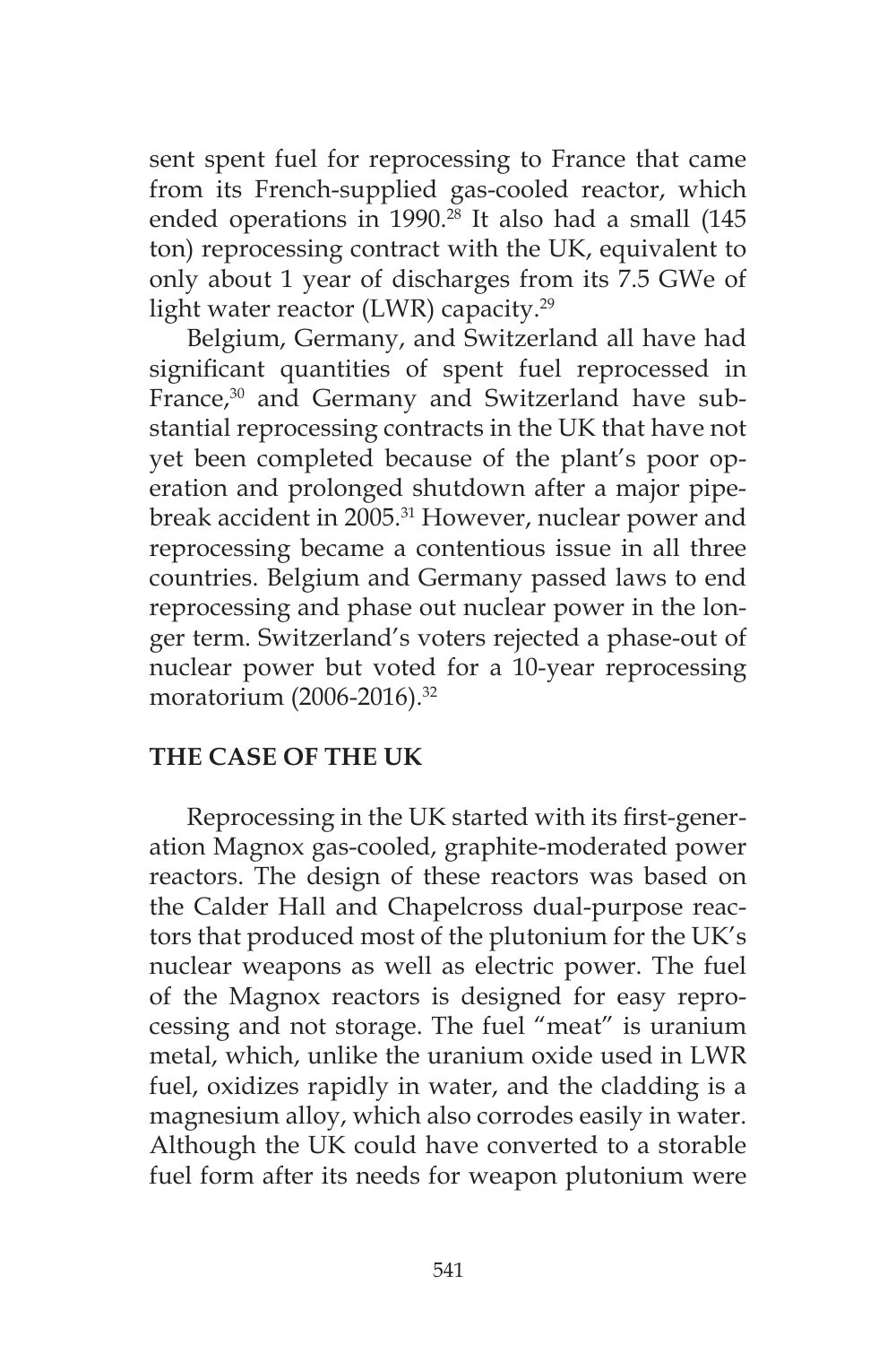sent spent fuel for reprocessing to France that came from its French-supplied gas-cooled reactor, which ended operations in 1990.[28] It also had a small (145 ton) reprocessing contract with the UK, equivalent to only about 1 year of discharges from its 7.5 GWe of light water reactor (LWR) capacity.[29]

Belgium, Germany, and Switzerland all have had significant quantities of spent fuel reprocessed in France,[30] and Germany and Switzerland have substantial reprocessing contracts in the UK that have not yet been completed because of the plant's poor operation and prolonged shutdown after a major pipe-break accident in 2005.[31] However, nuclear power and reprocessing became a contentious issue in all three countries. Belgium and Germany passed laws to end reprocessing and phase out nuclear power in the longer term. Switzerland's voters rejected a phase-out of nuclear power but voted for a 10-year reprocessing moratorium (2006-2016).[32]

## THE CASE OF THE UK

Reprocessing in the UK started with its first-generation Magnox gas-cooled, graphite-moderated power reactors. The design of these reactors was based on the Calder Hall and Chapelcross dual-purpose reactors that produced most of the plutonium for the UK's nuclear weapons as well as electric power. The fuel of the Magnox reactors is designed for easy reprocessing and not storage. The fuel "meat" is uranium metal, which, unlike the uranium oxide used in LWR fuel, oxidizes rapidly in water, and the cladding is a magnesium alloy, which also corrodes easily in water. Although the UK could have converted to a storable fuel form after its needs for weapon plutonium were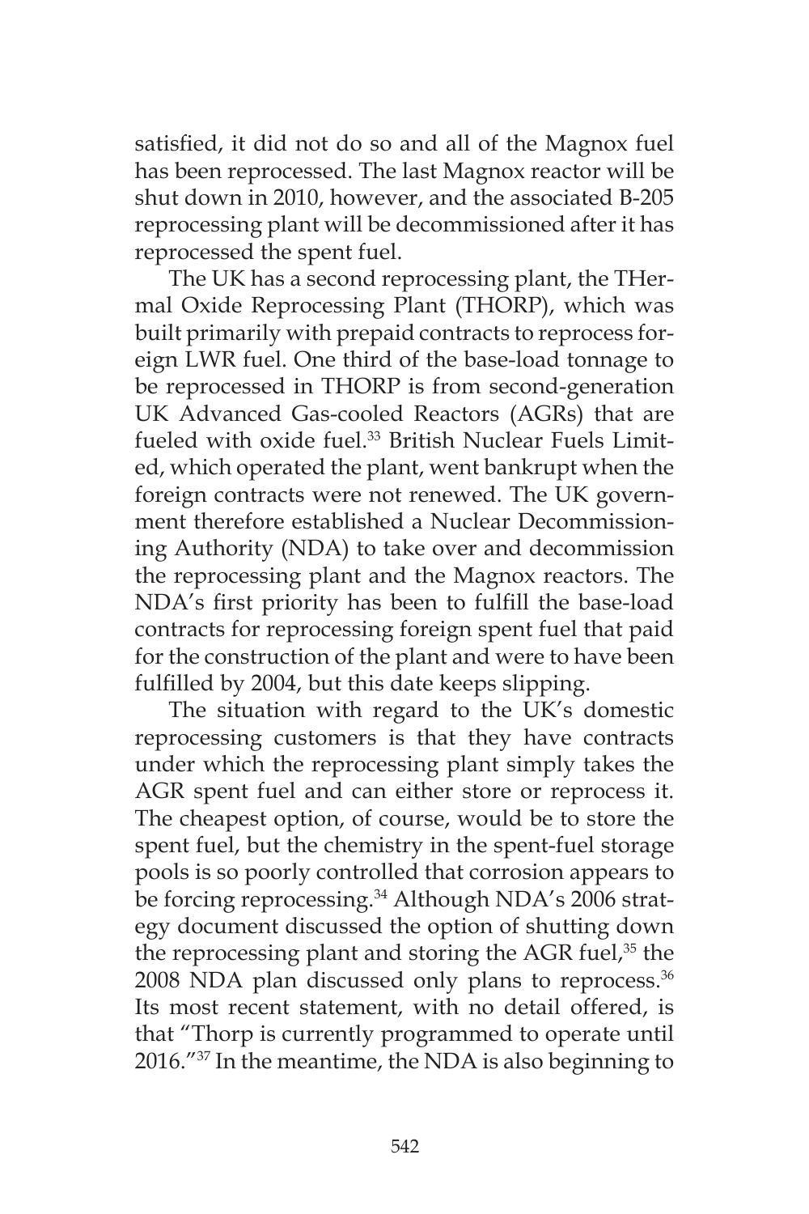satisfied, it did not do so and all of the Magnox fuel has been reprocessed. The last Magnox reactor will be shut down in 2010, however, and the associated B-205 reprocessing plant will be decommissioned after it has reprocessed the spent fuel.

The UK has a second reprocessing plant, the THermal Oxide Reprocessing Plant (THORP), which was built primarily with prepaid contracts to reprocess foreign LWR fuel. One third of the base-load tonnage to be reprocessed in THORP is from second-generation UK Advanced Gas-cooled Reactors (AGRs) that are fueled with oxide fuel.[33] British Nuclear Fuels Limited, which operated the plant, went bankrupt when the foreign contracts were not renewed. The UK government therefore established a Nuclear Decommissioning Authority (NDA) to take over and decommission the reprocessing plant and the Magnox reactors. The NDA's first priority has been to fulfill the base-load contracts for reprocessing foreign spent fuel that paid for the construction of the plant and were to have been fulfilled by 2004, but this date keeps slipping.

The situation with regard to the UK's domestic reprocessing customers is that they have contracts under which the reprocessing plant simply takes the AGR spent fuel and can either store or reprocess it. The cheapest option, of course, would be to store the spent fuel, but the chemistry in the spent-fuel storage pools is so poorly controlled that corrosion appears to be forcing reprocessing.[34] Although NDA's 2006 strategy document discussed the option of shutting down the reprocessing plant and storing the AGR fuel,[35] the 2008 NDA plan discussed only plans to reprocess.[36] Its most recent statement, with no detail offered, is that "Thorp is currently programmed to operate until 2016."[37] In the meantime, the NDA is also beginning to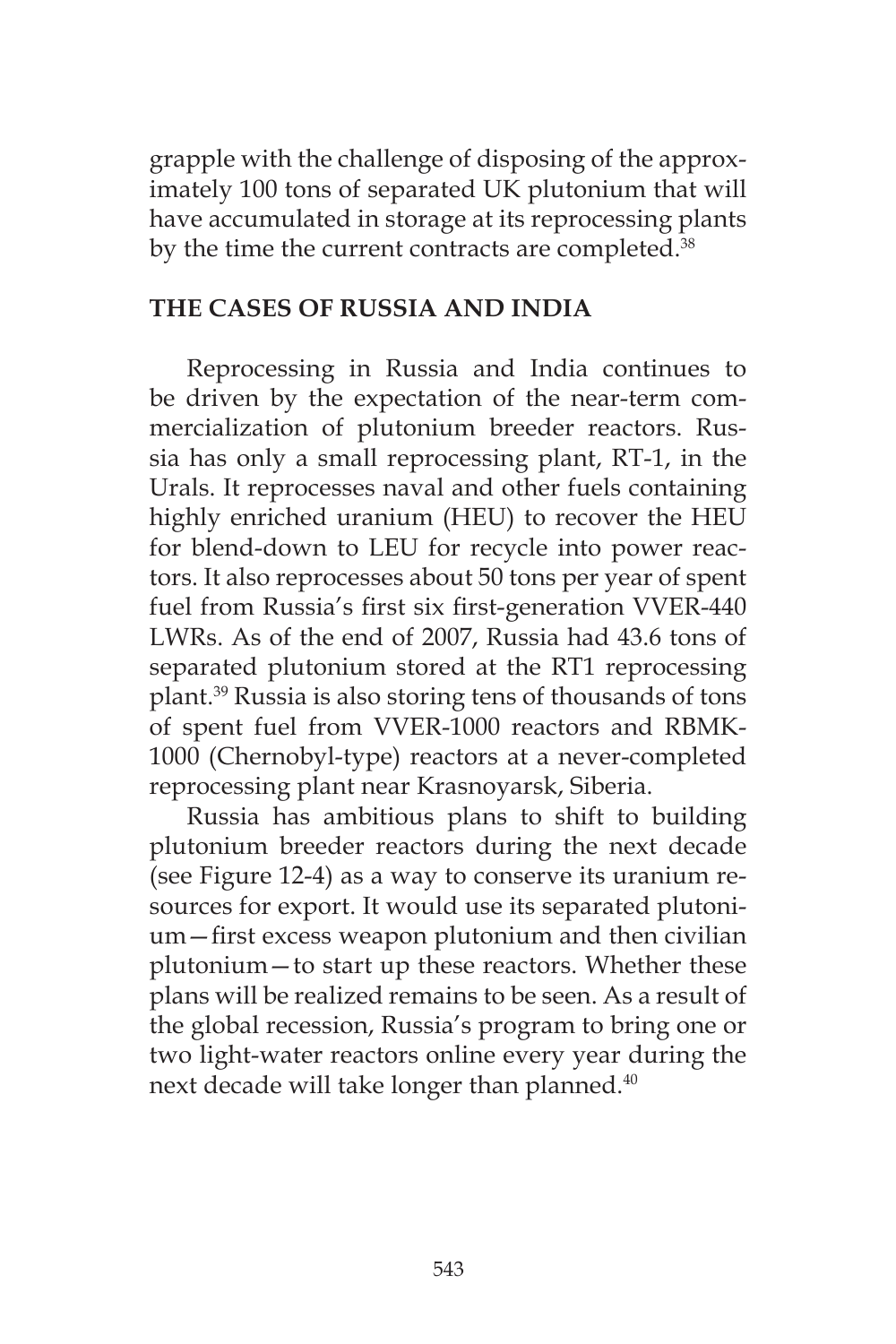grapple with the challenge of disposing of the approximately 100 tons of separated UK plutonium that will have accumulated in storage at its reprocessing plants by the time the current contracts are completed.[38]

## THE CASES OF RUSSIA AND INDIA

Reprocessing in Russia and India continues to be driven by the expectation of the near-term commercialization of plutonium breeder reactors. Russia has only a small reprocessing plant, RT-1, in the Urals. It reprocesses naval and other fuels containing highly enriched uranium (HEU) to recover the HEU for blend-down to LEU for recycle into power reactors. It also reprocesses about 50 tons per year of spent fuel from Russia's first six first-generation VVER-440 LWRs. As of the end of 2007, Russia had 43.6 tons of separated plutonium stored at the RT1 reprocessing plant.[39] Russia is also storing tens of thousands of tons of spent fuel from VVER-1000 reactors and RBMK-1000 (Chernobyl-type) reactors at a never-completed reprocessing plant near Krasnoyarsk, Siberia.

Russia has ambitious plans to shift to building plutonium breeder reactors during the next decade (see Figure 12-4) as a way to conserve its uranium resources for export. It would use its separated plutonium—first excess weapon plutonium and then civilian plutonium—to start up these reactors. Whether these plans will be realized remains to be seen. As a result of the global recession, Russia's program to bring one or two light-water reactors online every year during the next decade will take longer than planned.[40]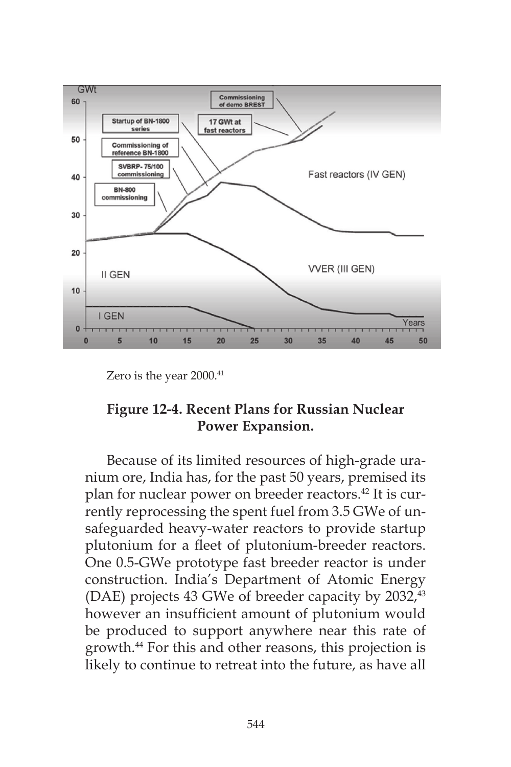GWt
60
50
40
30
20
10
0

Commissioning of demo BREST
Startup of BN-1800 series
17 GWt at fast reactors
Commissioning of reference BN-1800
SVBRP- 75/100 commissioning
BN-800 commissioning
Fast reactors (IV GEN)
VVER (III GEN)
II GEN
I GEN
Years

0 5 10 15 20 25 30 35 40 45 50

Zero is the year 2000.[41]

**Figure 12-4. Recent Plans for Russian Nuclear Power Expansion.**

Because of its limited resources of high-grade uranium ore, India has, for the past 50 years, premised its plan for nuclear power on breeder reactors.[42] It is currently reprocessing the spent fuel from 3.5 GWe of unsafeguarded heavy-water reactors to provide startup plutonium for a fleet of plutonium-breeder reactors. One 0.5-GWe prototype fast breeder reactor is under construction. India's Department of Atomic Energy (DAE) projects 43 GWe of breeder capacity by 2032,[43] however an insufficient amount of plutonium would be produced to support anywhere near this rate of growth.[44] For this and other reasons, this projection is likely to continue to retreat into the future, as have all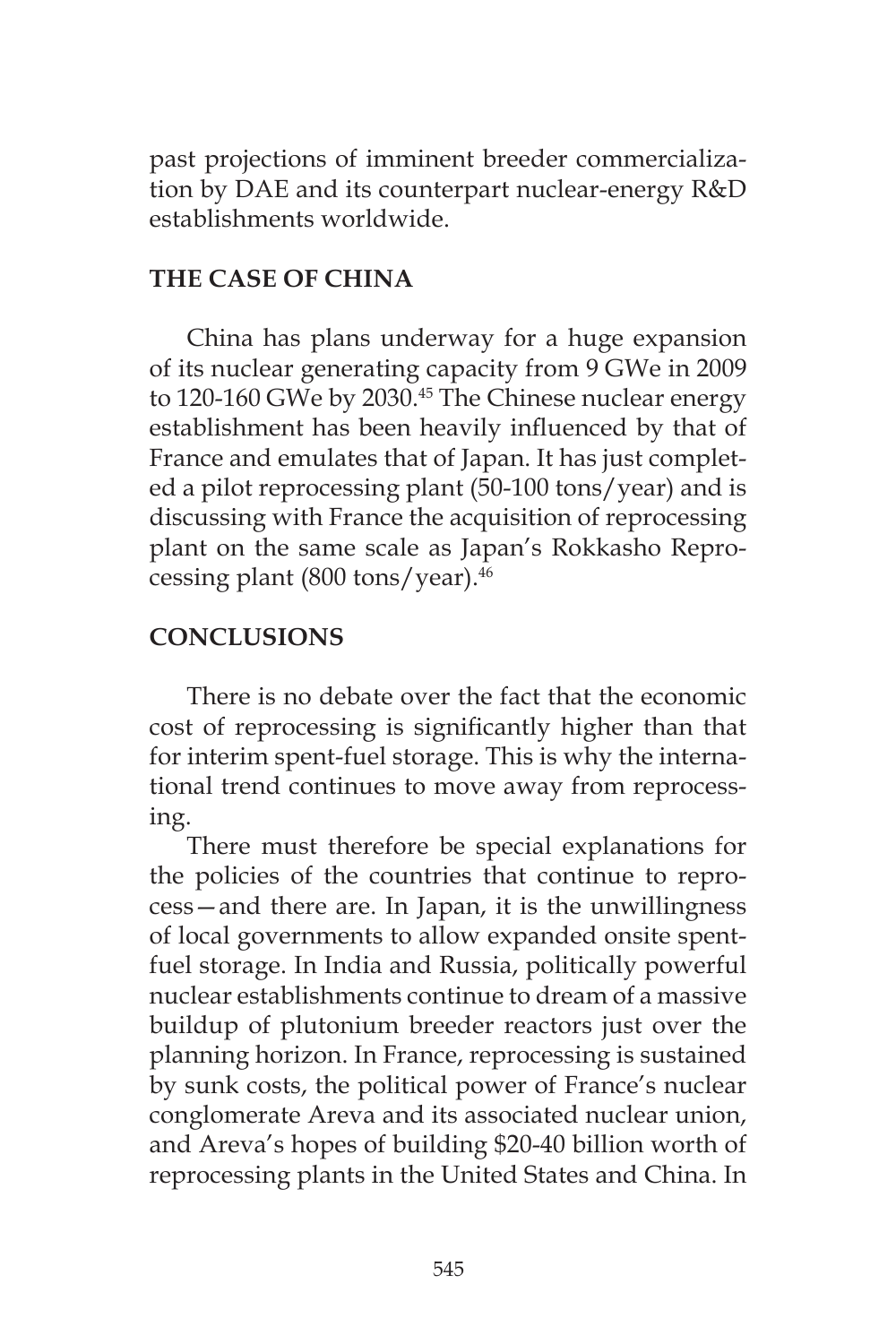past projections of imminent breeder commercialization by DAE and its counterpart nuclear-energy R&D establishments worldwide.

## THE CASE OF CHINA

China has plans underway for a huge expansion of its nuclear generating capacity from 9 GWe in 2009 to 120-160 GWe by 2030.[45] The Chinese nuclear energy establishment has been heavily influenced by that of France and emulates that of Japan. It has just completed a pilot reprocessing plant (50-100 tons/year) and is discussing with France the acquisition of reprocessing plant on the same scale as Japan's Rokkasho Reprocessing plant (800 tons/year).[46]

## CONCLUSIONS

There is no debate over the fact that the economic cost of reprocessing is significantly higher than that for interim spent-fuel storage. This is why the international trend continues to move away from reprocessing.

There must therefore be special explanations for the policies of the countries that continue to reprocess—and there are. In Japan, it is the unwillingness of local governments to allow expanded onsite spent-fuel storage. In India and Russia, politically powerful nuclear establishments continue to dream of a massive buildup of plutonium breeder reactors just over the planning horizon. In France, reprocessing is sustained by sunk costs, the political power of France's nuclear conglomerate Areva and its associated nuclear union, and Areva's hopes of building $20-40 billion worth of reprocessing plants in the United States and China. In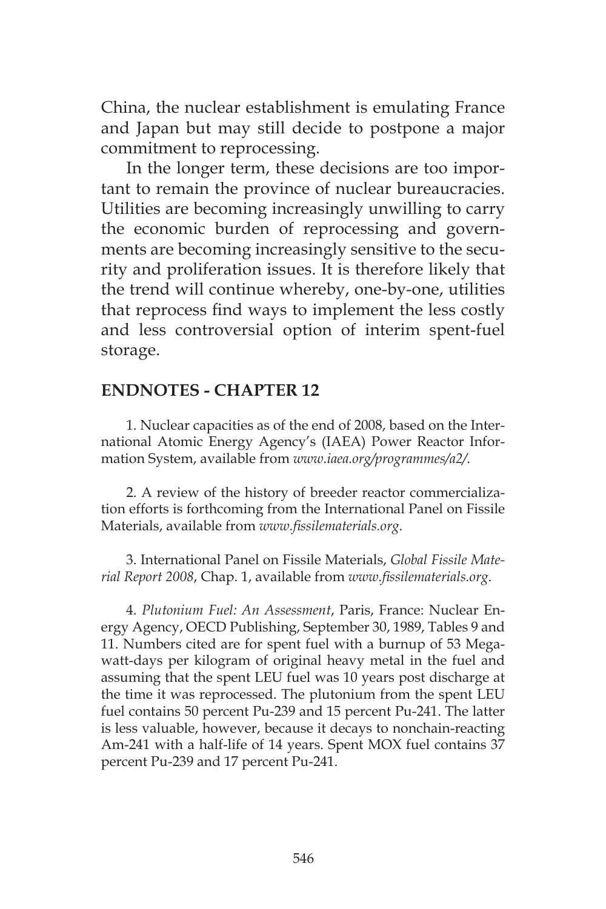China, the nuclear establishment is emulating France and Japan but may still decide to postpone a major commitment to reprocessing.

In the longer term, these decisions are too important to remain the province of nuclear bureaucracies. Utilities are becoming increasingly unwilling to carry the economic burden of reprocessing and governments are becoming increasingly sensitive to the security and proliferation issues. It is therefore likely that the trend will continue whereby, one-by-one, utilities that reprocess find ways to implement the less costly and less controversial option of interim spent-fuel storage.

## ENDNOTES - CHAPTER 12

1. Nuclear capacities as of the end of 2008, based on the International Atomic Energy Agency's (IAEA) Power Reactor Information System, available from *www.iaea.org/programmes/a2/*.

2. A review of the history of breeder reactor commercialization efforts is forthcoming from the International Panel on Fissile Materials, available from *www.fissilematerials.org*.

3. International Panel on Fissile Materials, *Global Fissile Material Report 2008*, Chap. 1, available from *www.fissilematerials.org*.

4. *Plutonium Fuel: An Assessment*, Paris, France: Nuclear Energy Agency, OECD Publishing, September 30, 1989, Tables 9 and 11. Numbers cited are for spent fuel with a burnup of 53 Megawatt-days per kilogram of original heavy metal in the fuel and assuming that the spent LEU fuel was 10 years post discharge at the time it was reprocessed. The plutonium from the spent LEU fuel contains 50 percent Pu-239 and 15 percent Pu-241. The latter is less valuable, however, because it decays to nonchain-reacting Am-241 with a half-life of 14 years. Spent MOX fuel contains 37 percent Pu-239 and 17 percent Pu-241.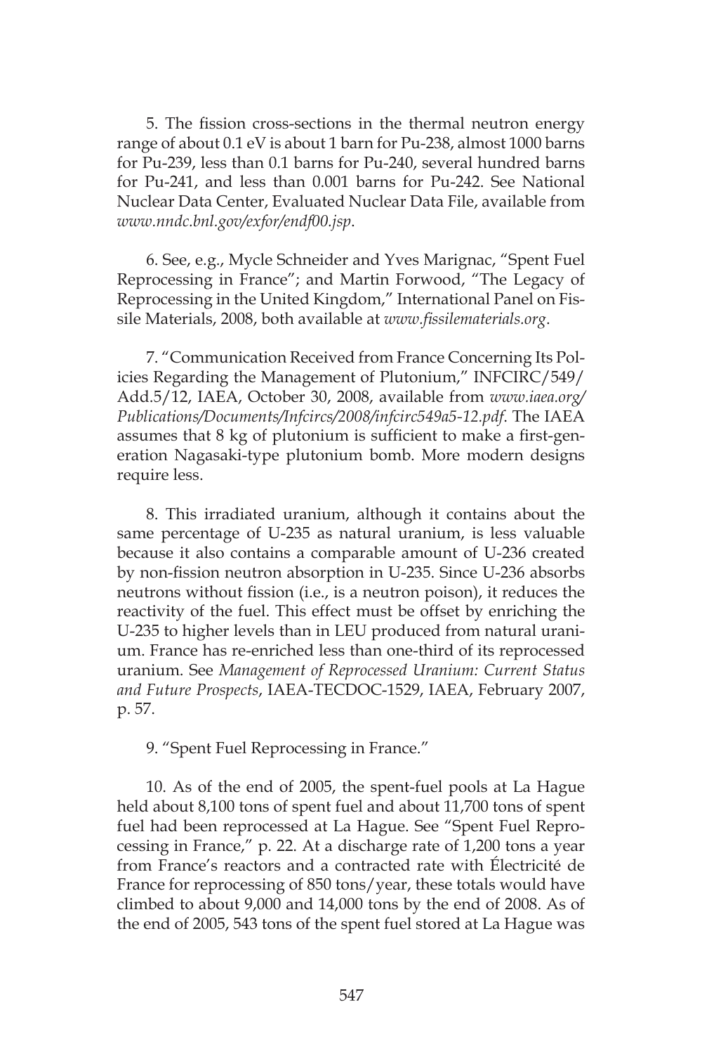5. The fission cross-sections in the thermal neutron energy range of about 0.1 eV is about 1 barn for Pu-238, almost 1000 barns for Pu-239, less than 0.1 barns for Pu-240, several hundred barns for Pu-241, and less than 0.001 barns for Pu-242. See National Nuclear Data Center, Evaluated Nuclear Data File, available from *www.nndc.bnl.gov/exfor/endf00.jsp*.

6. See, e.g., Mycle Schneider and Yves Marignac, "Spent Fuel Reprocessing in France"; and Martin Forwood, "The Legacy of Reprocessing in the United Kingdom," International Panel on Fissile Materials, 2008, both available at *www.fissilematerials.org*.

7. "Communication Received from France Concerning Its Policies Regarding the Management of Plutonium," INFCIRC/549/Add.5/12, IAEA, October 30, 2008, available from *www.iaea.org/Publications/Documents/Infcircs/2008/infcirc549a5-12.pdf*. The IAEA assumes that 8 kg of plutonium is sufficient to make a first-generation Nagasaki-type plutonium bomb. More modern designs require less.

8. This irradiated uranium, although it contains about the same percentage of U-235 as natural uranium, is less valuable because it also contains a comparable amount of U-236 created by non-fission neutron absorption in U-235. Since U-236 absorbs neutrons without fission (i.e., is a neutron poison), it reduces the reactivity of the fuel. This effect must be offset by enriching the U-235 to higher levels than in LEU produced from natural uranium. France has re-enriched less than one-third of its reprocessed uranium. See *Management of Reprocessed Uranium: Current Status and Future Prospects*, IAEA-TECDOC-1529, IAEA, February 2007, p. 57.

9. "Spent Fuel Reprocessing in France."

10. As of the end of 2005, the spent-fuel pools at La Hague held about 8,100 tons of spent fuel and about 11,700 tons of spent fuel had been reprocessed at La Hague. See "Spent Fuel Reprocessing in France," p. 22. At a discharge rate of 1,200 tons a year from France's reactors and a contracted rate with Électricité de France for reprocessing of 850 tons/year, these totals would have climbed to about 9,000 and 14,000 tons by the end of 2008. As of the end of 2005, 543 tons of the spent fuel stored at La Hague was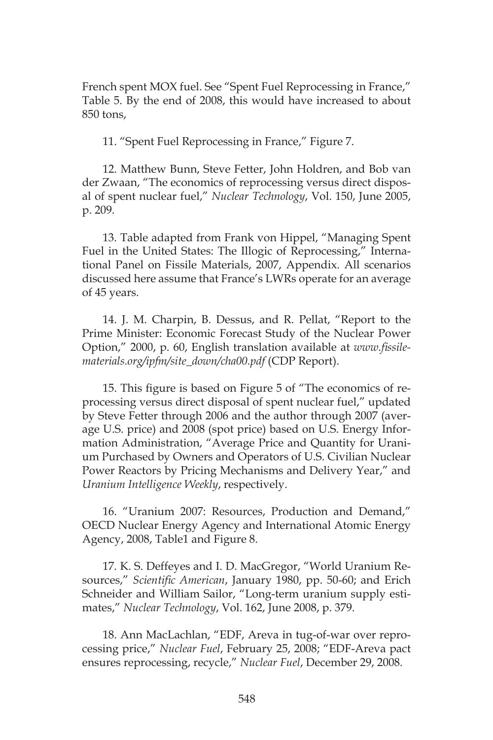French spent MOX fuel. See "Spent Fuel Reprocessing in France," Table 5. By the end of 2008, this would have increased to about 850 tons,

11. "Spent Fuel Reprocessing in France," Figure 7.

12. Matthew Bunn, Steve Fetter, John Holdren, and Bob van der Zwaan, "The economics of reprocessing versus direct disposal of spent nuclear fuel," *Nuclear Technology*, Vol. 150, June 2005, p. 209.

13. Table adapted from Frank von Hippel, "Managing Spent Fuel in the United States: The Illogic of Reprocessing," International Panel on Fissile Materials, 2007, Appendix. All scenarios discussed here assume that France's LWRs operate for an average of 45 years.

14. J. M. Charpin, B. Dessus, and R. Pellat, "Report to the Prime Minister: Economic Forecast Study of the Nuclear Power Option," 2000, p. 60, English translation available at *www.fissilematerials.org/ipfm/site_down/cha00.pdf* (CDP Report).

15. This figure is based on Figure 5 of "The economics of reprocessing versus direct disposal of spent nuclear fuel," updated by Steve Fetter through 2006 and the author through 2007 (average U.S. price) and 2008 (spot price) based on U.S. Energy Information Administration, "Average Price and Quantity for Uranium Purchased by Owners and Operators of U.S. Civilian Nuclear Power Reactors by Pricing Mechanisms and Delivery Year," and *Uranium Intelligence Weekly*, respectively.

16. "Uranium 2007: Resources, Production and Demand," OECD Nuclear Energy Agency and International Atomic Energy Agency, 2008, Table1 and Figure 8.

17. K. S. Deffeyes and I. D. MacGregor, "World Uranium Resources," *Scientific American*, January 1980, pp. 50-60; and Erich Schneider and William Sailor, "Long-term uranium supply estimates," *Nuclear Technology*, Vol. 162, June 2008, p. 379.

18. Ann MacLachlan, "EDF, Areva in tug-of-war over reprocessing price," *Nuclear Fuel*, February 25, 2008; "EDF-Areva pact ensures reprocessing, recycle," *Nuclear Fuel*, December 29, 2008.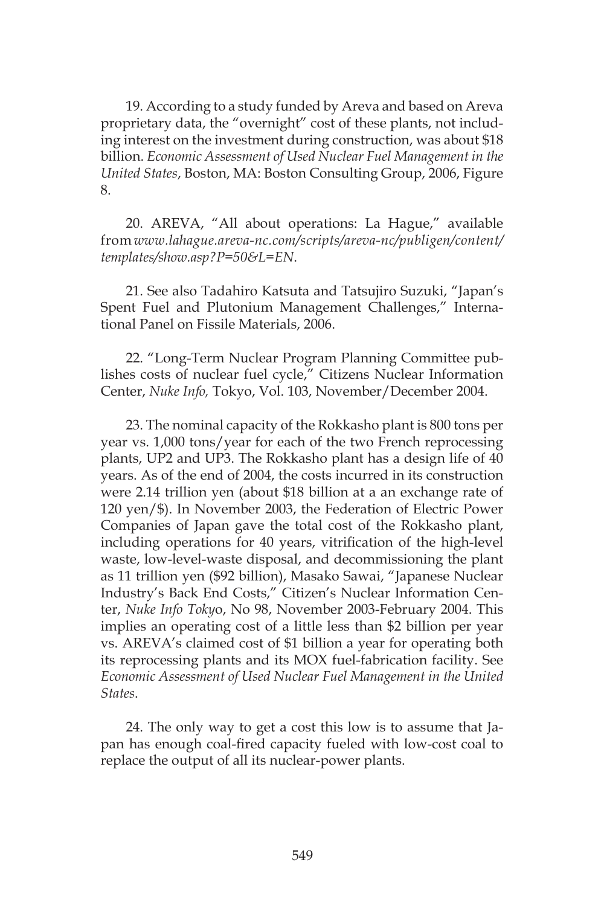19. According to a study funded by Areva and based on Areva proprietary data, the "overnight" cost of these plants, not including interest on the investment during construction, was about $18 billion. *Economic Assessment of Used Nuclear Fuel Management in the United States*, Boston, MA: Boston Consulting Group, 2006, Figure 8.

20. AREVA, "All about operations: La Hague," available from *www.lahague.areva-nc.com/scripts/areva-nc/publigen/content/templates/show.asp?P=50&L=EN*.

21. See also Tadahiro Katsuta and Tatsujiro Suzuki, "Japan's Spent Fuel and Plutonium Management Challenges," International Panel on Fissile Materials, 2006.

22. "Long-Term Nuclear Program Planning Committee publishes costs of nuclear fuel cycle," Citizens Nuclear Information Center, *Nuke Info,* Tokyo, Vol. 103, November/December 2004.

23. The nominal capacity of the Rokkasho plant is 800 tons per year vs. 1,000 tons/year for each of the two French reprocessing plants, UP2 and UP3. The Rokkasho plant has a design life of 40 years. As of the end of 2004, the costs incurred in its construction were 2.14 trillion yen (about $18 billion at a an exchange rate of 120 yen/$). In November 2003, the Federation of Electric Power Companies of Japan gave the total cost of the Rokkasho plant, including operations for 40 years, vitrification of the high-level waste, low-level-waste disposal, and decommissioning the plant as 11 trillion yen ($92 billion), Masako Sawai, "Japanese Nuclear Industry's Back End Costs," Citizen's Nuclear Information Center, *Nuke Info Toky*o, No 98, November 2003-February 2004. This implies an operating cost of a little less than $2 billion per year vs. AREVA's claimed cost of $1 billion a year for operating both its reprocessing plants and its MOX fuel-fabrication facility. See *Economic Assessment of Used Nuclear Fuel Management in the United States*.

24. The only way to get a cost this low is to assume that Japan has enough coal-fired capacity fueled with low-cost coal to replace the output of all its nuclear-power plants.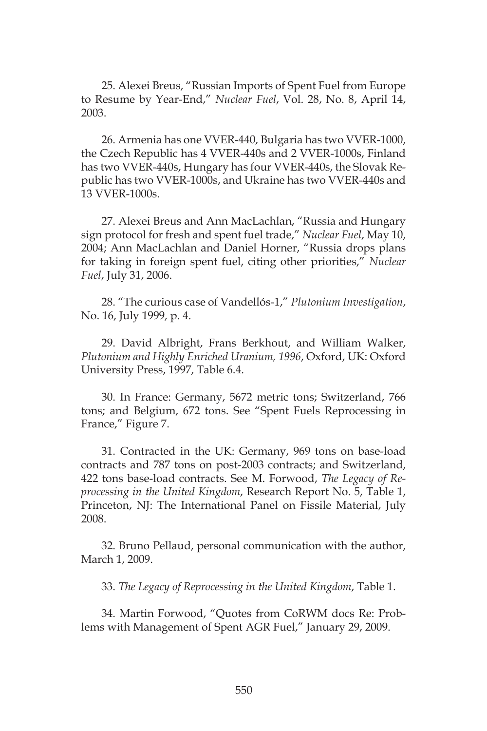25. Alexei Breus, "Russian Imports of Spent Fuel from Europe to Resume by Year-End," *Nuclear Fuel*, Vol. 28, No. 8, April 14, 2003.

26. Armenia has one VVER-440, Bulgaria has two VVER-1000, the Czech Republic has 4 VVER-440s and 2 VVER-1000s, Finland has two VVER-440s, Hungary has four VVER-440s, the Slovak Republic has two VVER-1000s, and Ukraine has two VVER-440s and 13 VVER-1000s.

27. Alexei Breus and Ann MacLachlan, "Russia and Hungary sign protocol for fresh and spent fuel trade," *Nuclear Fuel*, May 10, 2004; Ann MacLachlan and Daniel Horner, "Russia drops plans for taking in foreign spent fuel, citing other priorities," *Nuclear Fuel*, July 31, 2006.

28. "The curious case of Vandellós-1," *Plutonium Investigation*, No. 16, July 1999, p. 4.

29. David Albright, Frans Berkhout, and William Walker, *Plutonium and Highly Enriched Uranium, 1996*, Oxford, UK: Oxford University Press, 1997, Table 6.4.

30. In France: Germany, 5672 metric tons; Switzerland, 766 tons; and Belgium, 672 tons. See "Spent Fuels Reprocessing in France," Figure 7.

31. Contracted in the UK: Germany, 969 tons on base-load contracts and 787 tons on post-2003 contracts; and Switzerland, 422 tons base-load contracts. See M. Forwood, *The Legacy of Reprocessing in the United Kingdom*, Research Report No. 5, Table 1, Princeton, NJ: The International Panel on Fissile Material, July 2008.

32. Bruno Pellaud, personal communication with the author, March 1, 2009.

33. *The Legacy of Reprocessing in the United Kingdom*, Table 1.

34. Martin Forwood, "Quotes from CoRWM docs Re: Problems with Management of Spent AGR Fuel," January 29, 2009.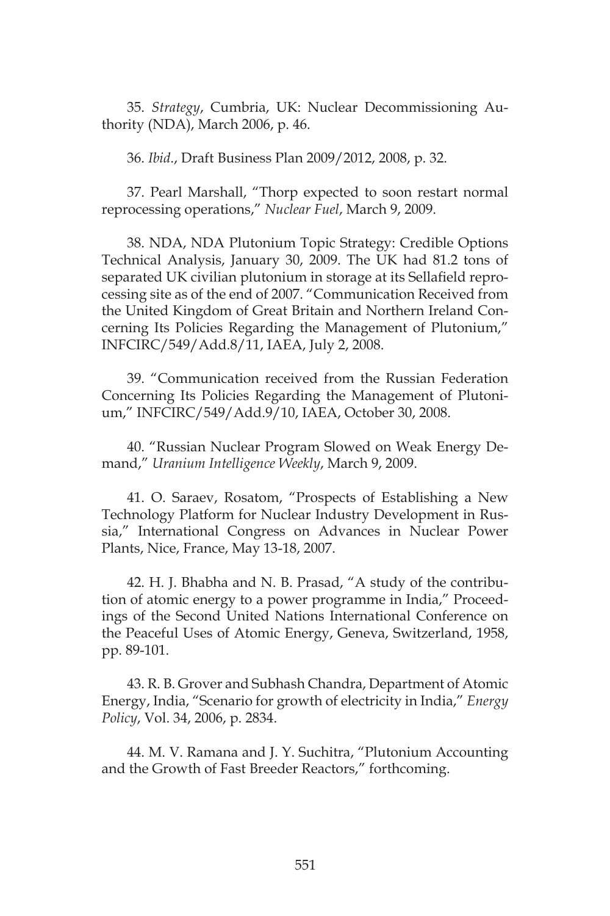35. *Strategy*, Cumbria, UK: Nuclear Decommissioning Authority (NDA), March 2006, p. 46.

36. *Ibid*., Draft Business Plan 2009/2012, 2008, p. 32.

37. Pearl Marshall, "Thorp expected to soon restart normal reprocessing operations," *Nuclear Fuel*, March 9, 2009.

38. NDA, NDA Plutonium Topic Strategy: Credible Options Technical Analysis, January 30, 2009. The UK had 81.2 tons of separated UK civilian plutonium in storage at its Sellafield reprocessing site as of the end of 2007. "Communication Received from the United Kingdom of Great Britain and Northern Ireland Concerning Its Policies Regarding the Management of Plutonium," INFCIRC/549/Add.8/11, IAEA, July 2, 2008.

39. "Communication received from the Russian Federation Concerning Its Policies Regarding the Management of Plutonium," INFCIRC/549/Add.9/10, IAEA, October 30, 2008.

40. "Russian Nuclear Program Slowed on Weak Energy Demand," *Uranium Intelligence Weekly*, March 9, 2009.

41. O. Saraev, Rosatom, "Prospects of Establishing a New Technology Platform for Nuclear Industry Development in Russia," International Congress on Advances in Nuclear Power Plants, Nice, France, May 13-18, 2007.

42. H. J. Bhabha and N. B. Prasad, "A study of the contribution of atomic energy to a power programme in India," Proceedings of the Second United Nations International Conference on the Peaceful Uses of Atomic Energy, Geneva, Switzerland, 1958, pp. 89-101.

43. R. B. Grover and Subhash Chandra, Department of Atomic Energy, India, "Scenario for growth of electricity in India," *Energy Policy*, Vol. 34, 2006, p. 2834.

44. M. V. Ramana and J. Y. Suchitra, "Plutonium Accounting and the Growth of Fast Breeder Reactors," forthcoming.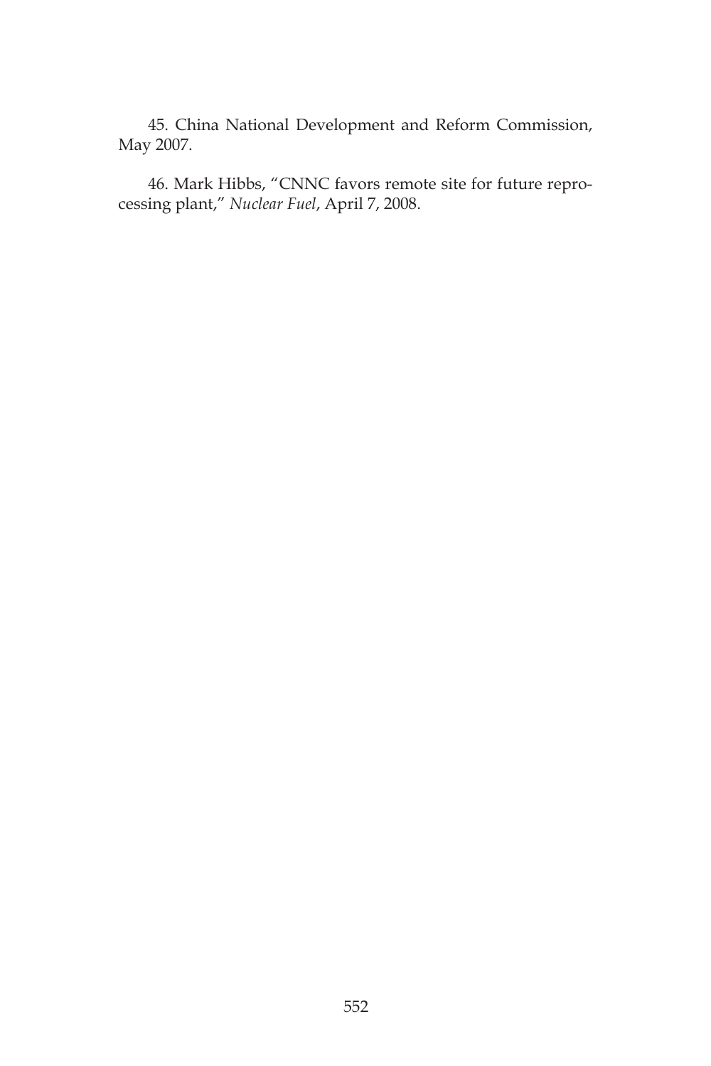45. China National Development and Reform Commission, May 2007.

46. Mark Hibbs, "CNNC favors remote site for future reprocessing plant," *Nuclear Fuel*, April 7, 2008.